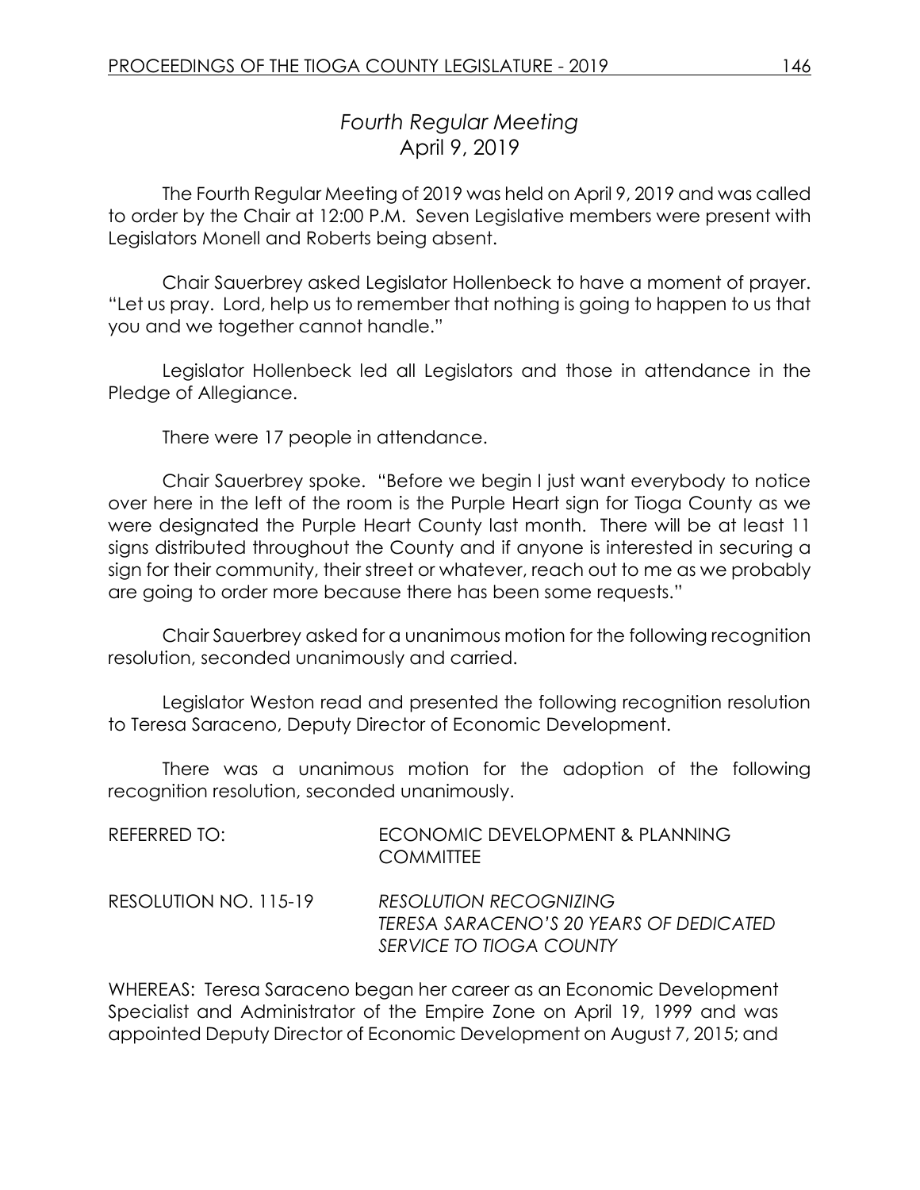## *Fourth Regular Meeting*
April 9, 2019

The Fourth Regular Meeting of 2019 was held on April 9, 2019 and was called to order by the Chair at 12:00 P.M. Seven Legislative members were present with Legislators Monell and Roberts being absent.

Chair Sauerbrey asked Legislator Hollenbeck to have a moment of prayer. "Let us pray. Lord, help us to remember that nothing is going to happen to us that you and we together cannot handle."

Legislator Hollenbeck led all Legislators and those in attendance in the Pledge of Allegiance.

There were 17 people in attendance.

Chair Sauerbrey spoke. "Before we begin I just want everybody to notice over here in the left of the room is the Purple Heart sign for Tioga County as we were designated the Purple Heart County last month. There will be at least 11 signs distributed throughout the County and if anyone is interested in securing a sign for their community, their street or whatever, reach out to me as we probably are going to order more because there has been some requests."

Chair Sauerbrey asked for a unanimous motion for the following recognition resolution, seconded unanimously and carried.

Legislator Weston read and presented the following recognition resolution to Teresa Saraceno, Deputy Director of Economic Development.

There was a unanimous motion for the adoption of the following recognition resolution, seconded unanimously.

REFERRED TO: ECONOMIC DEVELOPMENT & PLANNING COMMITTEE

RESOLUTION NO. 115-19 *RESOLUTION RECOGNIZING TERESA SARACENO'S 20 YEARS OF DEDICATED SERVICE TO TIOGA COUNTY*

WHEREAS: Teresa Saraceno began her career as an Economic Development Specialist and Administrator of the Empire Zone on April 19, 1999 and was appointed Deputy Director of Economic Development on August 7, 2015; and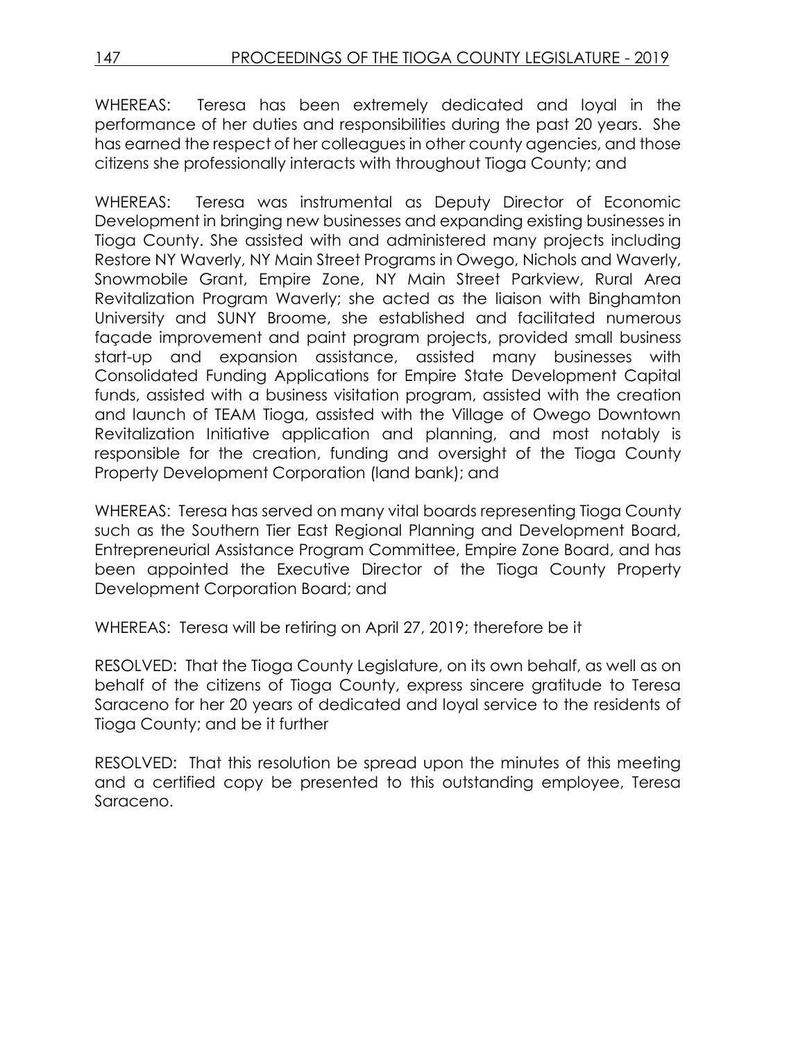WHEREAS: Teresa has been extremely dedicated and loyal in the performance of her duties and responsibilities during the past 20 years. She has earned the respect of her colleagues in other county agencies, and those citizens she professionally interacts with throughout Tioga County; and

WHEREAS: Teresa was instrumental as Deputy Director of Economic Development in bringing new businesses and expanding existing businesses in Tioga County. She assisted with and administered many projects including Restore NY Waverly, NY Main Street Programs in Owego, Nichols and Waverly, Snowmobile Grant, Empire Zone, NY Main Street Parkview, Rural Area Revitalization Program Waverly; she acted as the liaison with Binghamton University and SUNY Broome, she established and facilitated numerous façade improvement and paint program projects, provided small business start-up and expansion assistance, assisted many businesses with Consolidated Funding Applications for Empire State Development Capital funds, assisted with a business visitation program, assisted with the creation and launch of TEAM Tioga, assisted with the Village of Owego Downtown Revitalization Initiative application and planning, and most notably is responsible for the creation, funding and oversight of the Tioga County Property Development Corporation (land bank); and

WHEREAS: Teresa has served on many vital boards representing Tioga County such as the Southern Tier East Regional Planning and Development Board, Entrepreneurial Assistance Program Committee, Empire Zone Board, and has been appointed the Executive Director of the Tioga County Property Development Corporation Board; and

WHEREAS: Teresa will be retiring on April 27, 2019; therefore be it

RESOLVED: That the Tioga County Legislature, on its own behalf, as well as on behalf of the citizens of Tioga County, express sincere gratitude to Teresa Saraceno for her 20 years of dedicated and loyal service to the residents of Tioga County; and be it further

RESOLVED: That this resolution be spread upon the minutes of this meeting and a certified copy be presented to this outstanding employee, Teresa Saraceno.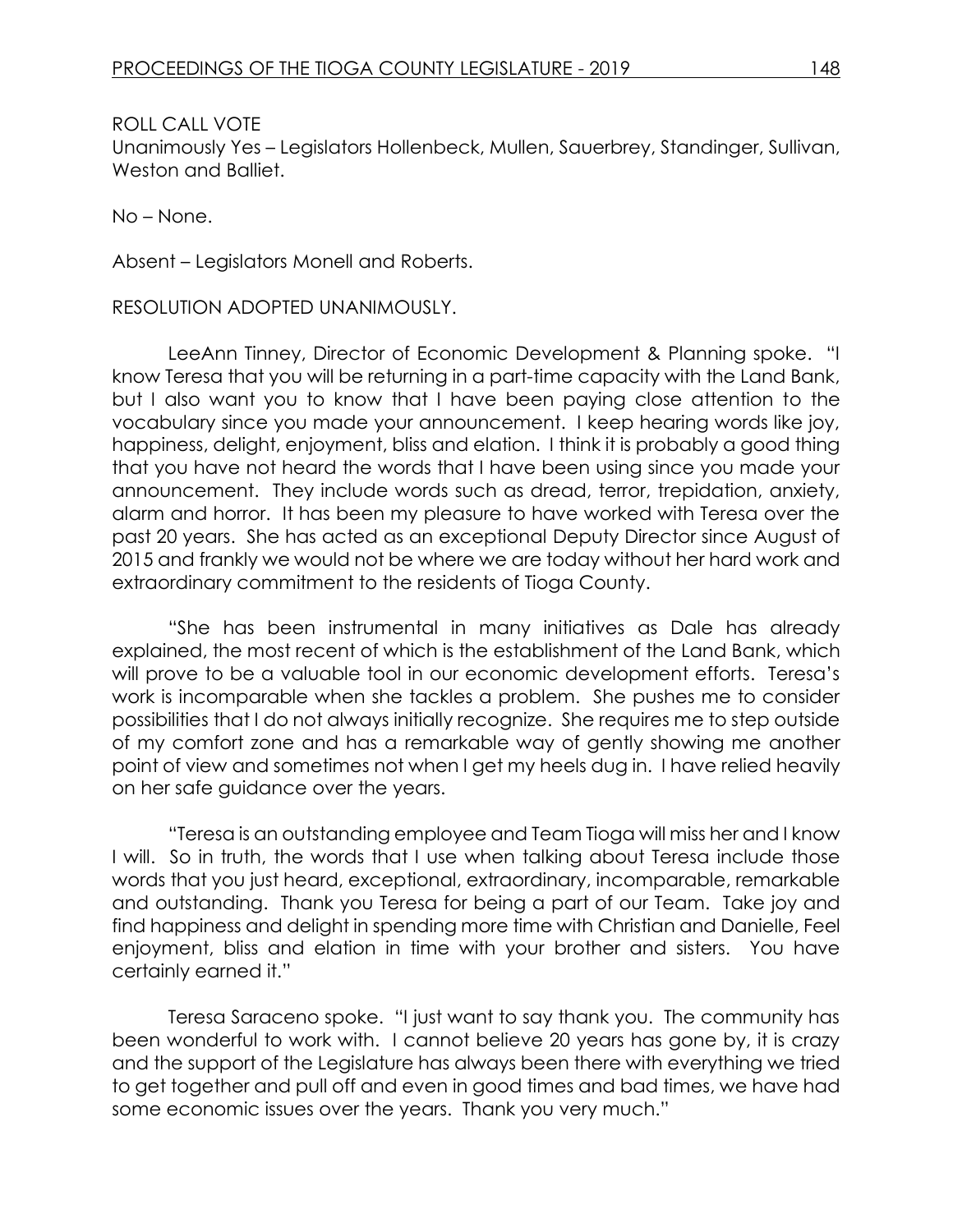ROLL CALL VOTE
Unanimously Yes – Legislators Hollenbeck, Mullen, Sauerbrey, Standinger, Sullivan, Weston and Balliet.

No – None.

Absent – Legislators Monell and Roberts.

RESOLUTION ADOPTED UNANIMOUSLY.

LeeAnn Tinney, Director of Economic Development & Planning spoke. "I know Teresa that you will be returning in a part-time capacity with the Land Bank, but I also want you to know that I have been paying close attention to the vocabulary since you made your announcement. I keep hearing words like joy, happiness, delight, enjoyment, bliss and elation. I think it is probably a good thing that you have not heard the words that I have been using since you made your announcement. They include words such as dread, terror, trepidation, anxiety, alarm and horror. It has been my pleasure to have worked with Teresa over the past 20 years. She has acted as an exceptional Deputy Director since August of 2015 and frankly we would not be where we are today without her hard work and extraordinary commitment to the residents of Tioga County.

"She has been instrumental in many initiatives as Dale has already explained, the most recent of which is the establishment of the Land Bank, which will prove to be a valuable tool in our economic development efforts. Teresa's work is incomparable when she tackles a problem. She pushes me to consider possibilities that I do not always initially recognize. She requires me to step outside of my comfort zone and has a remarkable way of gently showing me another point of view and sometimes not when I get my heels dug in. I have relied heavily on her safe guidance over the years.

"Teresa is an outstanding employee and Team Tioga will miss her and I know I will. So in truth, the words that I use when talking about Teresa include those words that you just heard, exceptional, extraordinary, incomparable, remarkable and outstanding. Thank you Teresa for being a part of our Team. Take joy and find happiness and delight in spending more time with Christian and Danielle, Feel enjoyment, bliss and elation in time with your brother and sisters. You have certainly earned it."

Teresa Saraceno spoke. "I just want to say thank you. The community has been wonderful to work with. I cannot believe 20 years has gone by, it is crazy and the support of the Legislature has always been there with everything we tried to get together and pull off and even in good times and bad times, we have had some economic issues over the years. Thank you very much."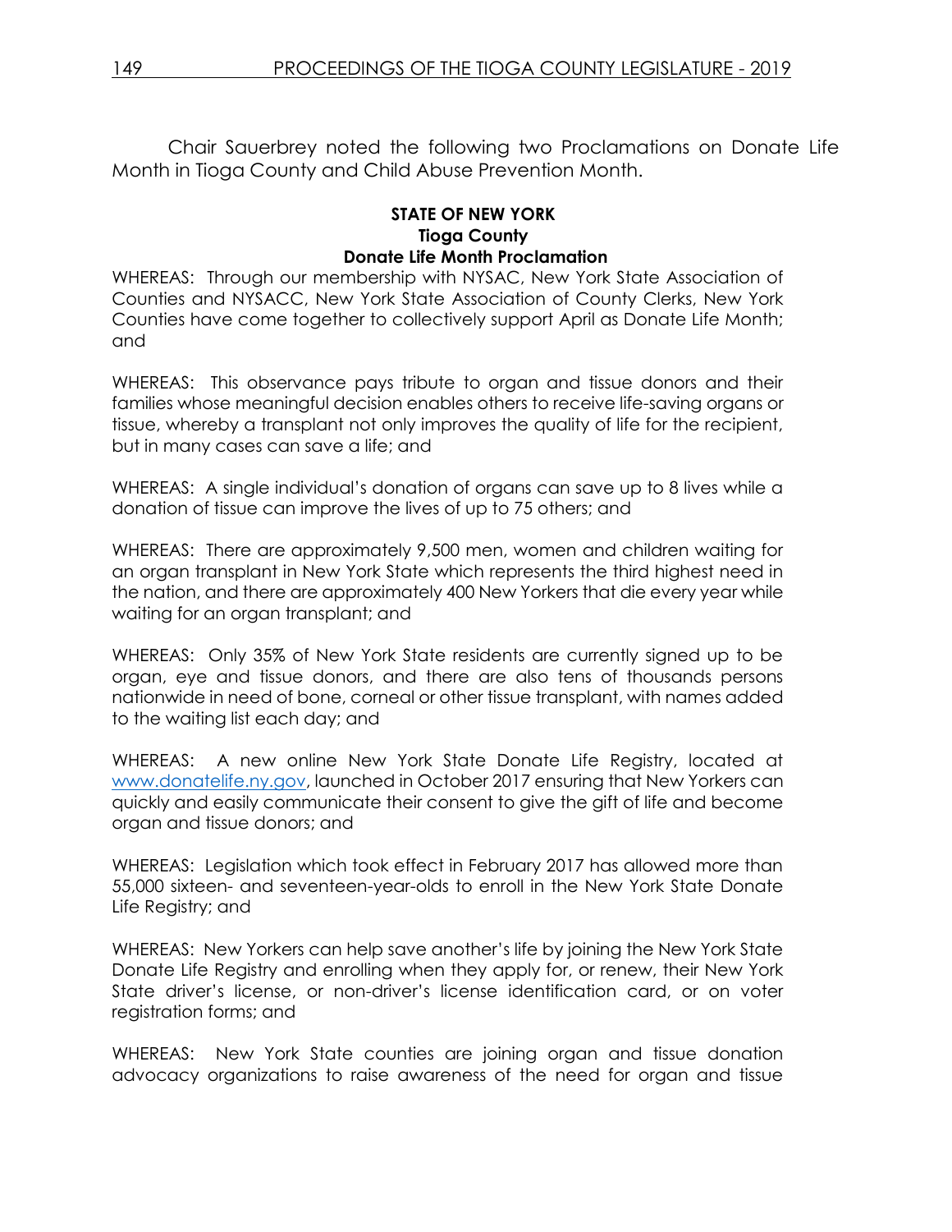Chair Sauerbrey noted the following two Proclamations on Donate Life Month in Tioga County and Child Abuse Prevention Month.

**STATE OF NEW YORK**
**Tioga County**
**Donate Life Month Proclamation**

WHEREAS: Through our membership with NYSAC, New York State Association of Counties and NYSACC, New York State Association of County Clerks, New York Counties have come together to collectively support April as Donate Life Month; and

WHEREAS: This observance pays tribute to organ and tissue donors and their families whose meaningful decision enables others to receive life-saving organs or tissue, whereby a transplant not only improves the quality of life for the recipient, but in many cases can save a life; and

WHEREAS: A single individual's donation of organs can save up to 8 lives while a donation of tissue can improve the lives of up to 75 others; and

WHEREAS: There are approximately 9,500 men, women and children waiting for an organ transplant in New York State which represents the third highest need in the nation, and there are approximately 400 New Yorkers that die every year while waiting for an organ transplant; and

WHEREAS: Only 35% of New York State residents are currently signed up to be organ, eye and tissue donors, and there are also tens of thousands persons nationwide in need of bone, corneal or other tissue transplant, with names added to the waiting list each day; and

WHEREAS: A new online New York State Donate Life Registry, located at www.donatelife.ny.gov, launched in October 2017 ensuring that New Yorkers can quickly and easily communicate their consent to give the gift of life and become organ and tissue donors; and

WHEREAS: Legislation which took effect in February 2017 has allowed more than 55,000 sixteen- and seventeen-year-olds to enroll in the New York State Donate Life Registry; and

WHEREAS: New Yorkers can help save another's life by joining the New York State Donate Life Registry and enrolling when they apply for, or renew, their New York State driver's license, or non-driver's license identification card, or on voter registration forms; and

WHEREAS: New York State counties are joining organ and tissue donation advocacy organizations to raise awareness of the need for organ and tissue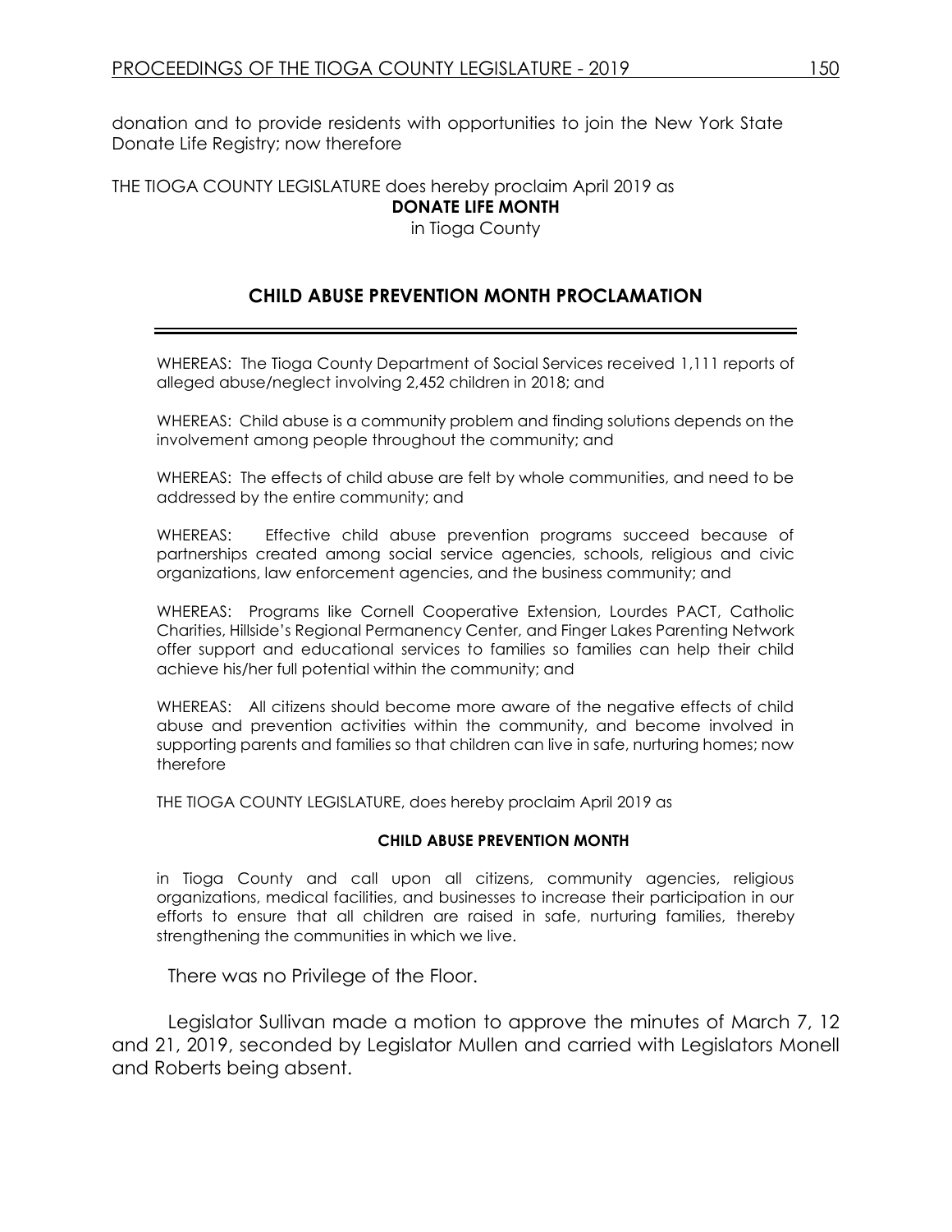donation and to provide residents with opportunities to join the New York State Donate Life Registry; now therefore

THE TIOGA COUNTY LEGISLATURE does hereby proclaim April 2019 as

**DONATE LIFE MONTH**

in Tioga County

## CHILD ABUSE PREVENTION MONTH PROCLAMATION

WHEREAS: The Tioga County Department of Social Services received 1,111 reports of alleged abuse/neglect involving 2,452 children in 2018; and

WHEREAS: Child abuse is a community problem and finding solutions depends on the involvement among people throughout the community; and

WHEREAS: The effects of child abuse are felt by whole communities, and need to be addressed by the entire community; and

WHEREAS: Effective child abuse prevention programs succeed because of partnerships created among social service agencies, schools, religious and civic organizations, law enforcement agencies, and the business community; and

WHEREAS: Programs like Cornell Cooperative Extension, Lourdes PACT, Catholic Charities, Hillside's Regional Permanency Center, and Finger Lakes Parenting Network offer support and educational services to families so families can help their child achieve his/her full potential within the community; and

WHEREAS: All citizens should become more aware of the negative effects of child abuse and prevention activities within the community, and become involved in supporting parents and families so that children can live in safe, nurturing homes; now therefore

THE TIOGA COUNTY LEGISLATURE, does hereby proclaim April 2019 as

**CHILD ABUSE PREVENTION MONTH**

in Tioga County and call upon all citizens, community agencies, religious organizations, medical facilities, and businesses to increase their participation in our efforts to ensure that all children are raised in safe, nurturing families, thereby strengthening the communities in which we live.

There was no Privilege of the Floor.

Legislator Sullivan made a motion to approve the minutes of March 7, 12 and 21, 2019, seconded by Legislator Mullen and carried with Legislators Monell and Roberts being absent.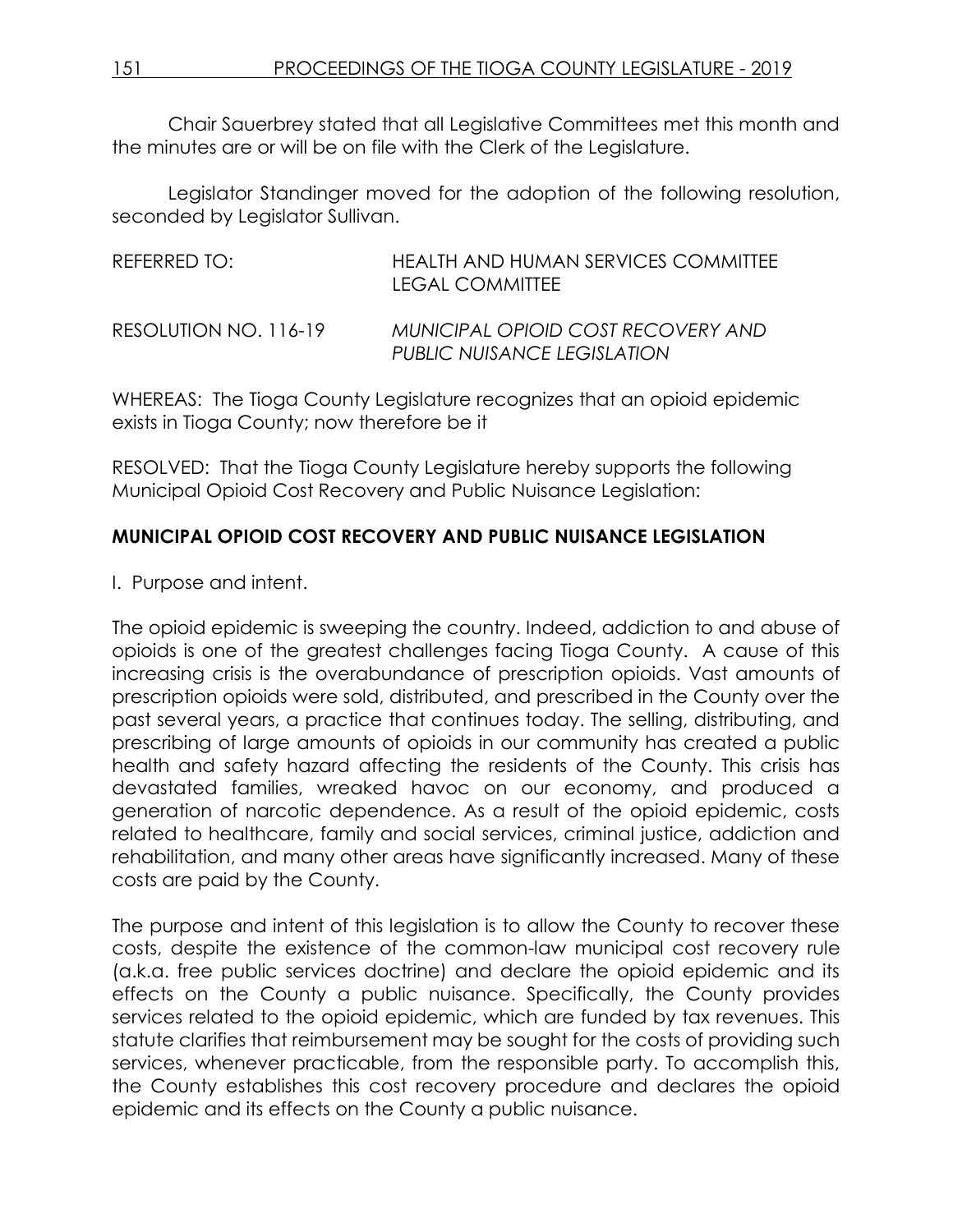Chair Sauerbrey stated that all Legislative Committees met this month and the minutes are or will be on file with the Clerk of the Legislature.

Legislator Standinger moved for the adoption of the following resolution, seconded by Legislator Sullivan.

| REFERRED TO: | HEALTH AND HUMAN SERVICES COMMITTEE<br>LEGAL COMMITTEE |
|---|---|
| RESOLUTION NO. 116-19 | *MUNICIPAL OPIOID COST RECOVERY AND PUBLIC NUISANCE LEGISLATION* |

WHEREAS: The Tioga County Legislature recognizes that an opioid epidemic exists in Tioga County; now therefore be it

RESOLVED: That the Tioga County Legislature hereby supports the following Municipal Opioid Cost Recovery and Public Nuisance Legislation:

## MUNICIPAL OPIOID COST RECOVERY AND PUBLIC NUISANCE LEGISLATION

I. Purpose and intent.

The opioid epidemic is sweeping the country. Indeed, addiction to and abuse of opioids is one of the greatest challenges facing Tioga County. A cause of this increasing crisis is the overabundance of prescription opioids. Vast amounts of prescription opioids were sold, distributed, and prescribed in the County over the past several years, a practice that continues today. The selling, distributing, and prescribing of large amounts of opioids in our community has created a public health and safety hazard affecting the residents of the County. This crisis has devastated families, wreaked havoc on our economy, and produced a generation of narcotic dependence. As a result of the opioid epidemic, costs related to healthcare, family and social services, criminal justice, addiction and rehabilitation, and many other areas have significantly increased. Many of these costs are paid by the County.

The purpose and intent of this legislation is to allow the County to recover these costs, despite the existence of the common-law municipal cost recovery rule (a.k.a. free public services doctrine) and declare the opioid epidemic and its effects on the County a public nuisance. Specifically, the County provides services related to the opioid epidemic, which are funded by tax revenues. This statute clarifies that reimbursement may be sought for the costs of providing such services, whenever practicable, from the responsible party. To accomplish this, the County establishes this cost recovery procedure and declares the opioid epidemic and its effects on the County a public nuisance.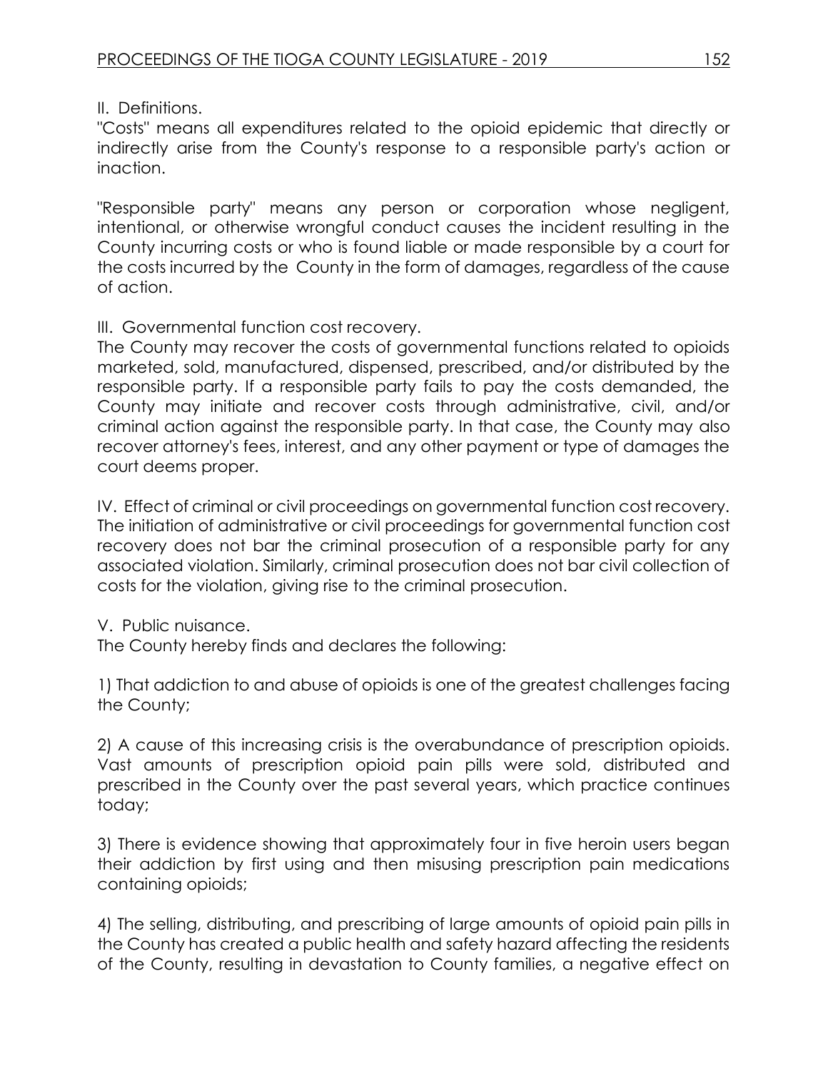II. Definitions.

"Costs" means all expenditures related to the opioid epidemic that directly or indirectly arise from the County's response to a responsible party's action or inaction.

"Responsible party" means any person or corporation whose negligent, intentional, or otherwise wrongful conduct causes the incident resulting in the County incurring costs or who is found liable or made responsible by a court for the costs incurred by the County in the form of damages, regardless of the cause of action.

III. Governmental function cost recovery.

The County may recover the costs of governmental functions related to opioids marketed, sold, manufactured, dispensed, prescribed, and/or distributed by the responsible party. If a responsible party fails to pay the costs demanded, the County may initiate and recover costs through administrative, civil, and/or criminal action against the responsible party. In that case, the County may also recover attorney's fees, interest, and any other payment or type of damages the court deems proper.

IV. Effect of criminal or civil proceedings on governmental function cost recovery.

The initiation of administrative or civil proceedings for governmental function cost recovery does not bar the criminal prosecution of a responsible party for any associated violation. Similarly, criminal prosecution does not bar civil collection of costs for the violation, giving rise to the criminal prosecution.

V. Public nuisance.

The County hereby finds and declares the following:

1) That addiction to and abuse of opioids is one of the greatest challenges facing the County;

2) A cause of this increasing crisis is the overabundance of prescription opioids. Vast amounts of prescription opioid pain pills were sold, distributed and prescribed in the County over the past several years, which practice continues today;

3) There is evidence showing that approximately four in five heroin users began their addiction by first using and then misusing prescription pain medications containing opioids;

4) The selling, distributing, and prescribing of large amounts of opioid pain pills in the County has created a public health and safety hazard affecting the residents of the County, resulting in devastation to County families, a negative effect on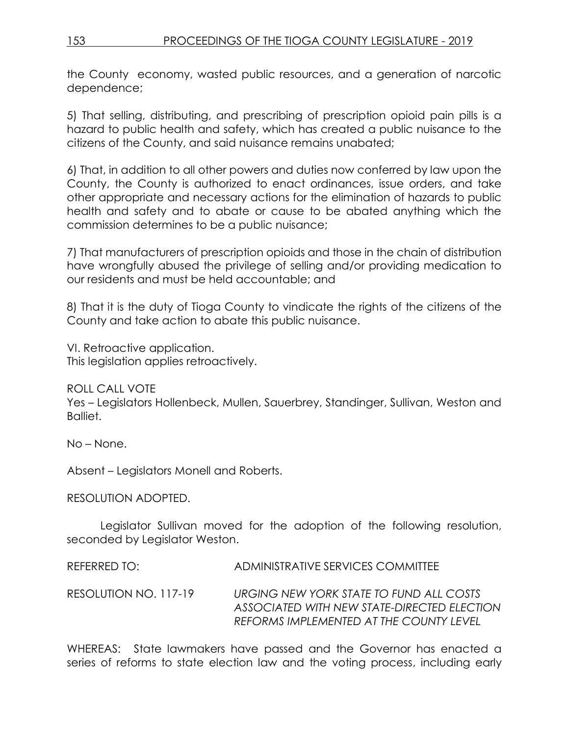the County economy, wasted public resources, and a generation of narcotic dependence;

5) That selling, distributing, and prescribing of prescription opioid pain pills is a hazard to public health and safety, which has created a public nuisance to the citizens of the County, and said nuisance remains unabated;

6) That, in addition to all other powers and duties now conferred by law upon the County, the County is authorized to enact ordinances, issue orders, and take other appropriate and necessary actions for the elimination of hazards to public health and safety and to abate or cause to be abated anything which the commission determines to be a public nuisance;

7) That manufacturers of prescription opioids and those in the chain of distribution have wrongfully abused the privilege of selling and/or providing medication to our residents and must be held accountable; and

8) That it is the duty of Tioga County to vindicate the rights of the citizens of the County and take action to abate this public nuisance.

VI. Retroactive application.
This legislation applies retroactively.

ROLL CALL VOTE
Yes – Legislators Hollenbeck, Mullen, Sauerbrey, Standinger, Sullivan, Weston and Balliet.

No – None.

Absent – Legislators Monell and Roberts.

RESOLUTION ADOPTED.

Legislator Sullivan moved for the adoption of the following resolution, seconded by Legislator Weston.

REFERRED TO: ADMINISTRATIVE SERVICES COMMITTEE

RESOLUTION NO. 117-19 *URGING NEW YORK STATE TO FUND ALL COSTS ASSOCIATED WITH NEW STATE-DIRECTED ELECTION REFORMS IMPLEMENTED AT THE COUNTY LEVEL*

WHEREAS: State lawmakers have passed and the Governor has enacted a series of reforms to state election law and the voting process, including early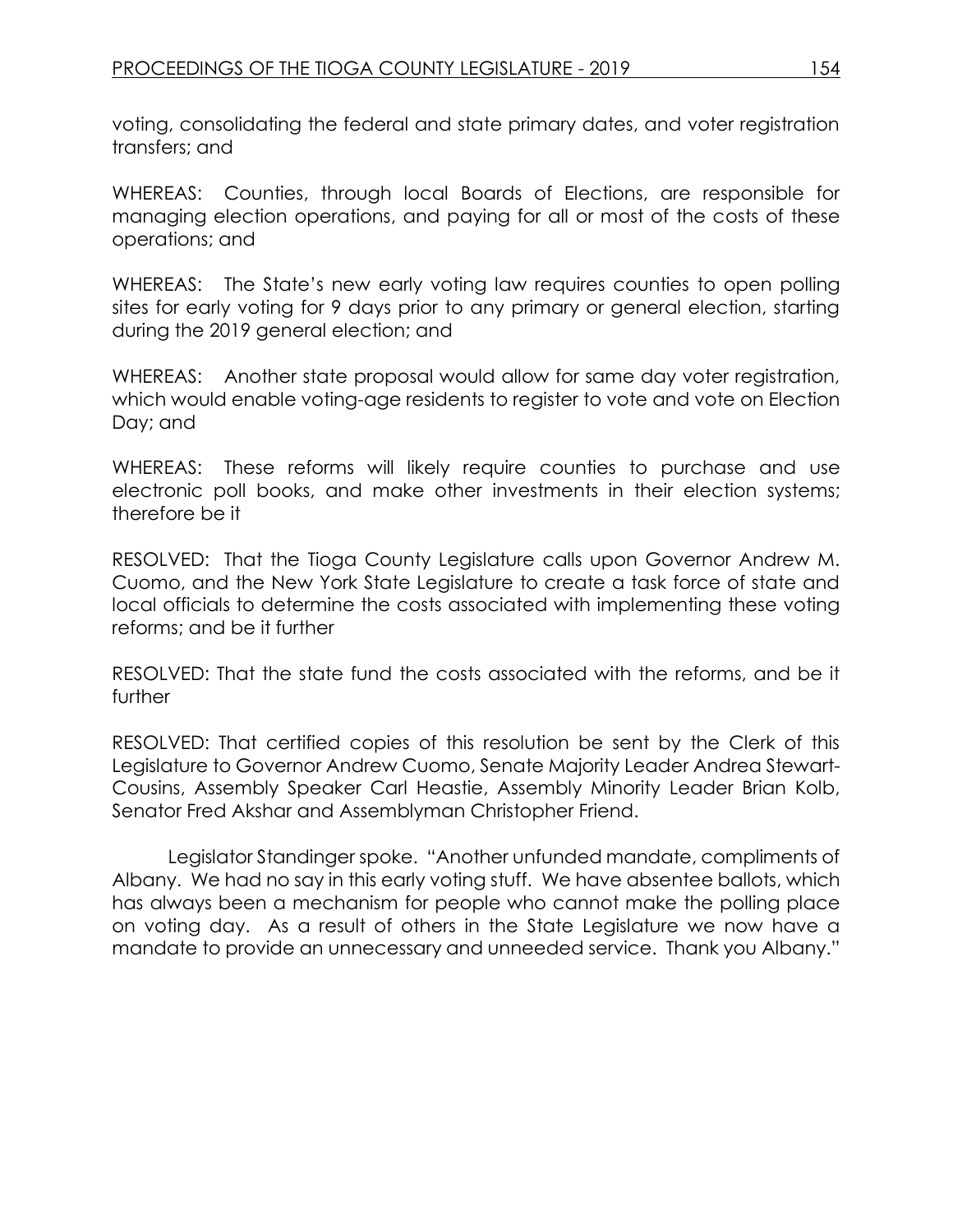voting, consolidating the federal and state primary dates, and voter registration transfers; and

WHEREAS: Counties, through local Boards of Elections, are responsible for managing election operations, and paying for all or most of the costs of these operations; and

WHEREAS: The State's new early voting law requires counties to open polling sites for early voting for 9 days prior to any primary or general election, starting during the 2019 general election; and

WHEREAS: Another state proposal would allow for same day voter registration, which would enable voting-age residents to register to vote and vote on Election Day; and

WHEREAS: These reforms will likely require counties to purchase and use electronic poll books, and make other investments in their election systems; therefore be it

RESOLVED: That the Tioga County Legislature calls upon Governor Andrew M. Cuomo, and the New York State Legislature to create a task force of state and local officials to determine the costs associated with implementing these voting reforms; and be it further

RESOLVED: That the state fund the costs associated with the reforms, and be it further

RESOLVED: That certified copies of this resolution be sent by the Clerk of this Legislature to Governor Andrew Cuomo, Senate Majority Leader Andrea Stewart-Cousins, Assembly Speaker Carl Heastie, Assembly Minority Leader Brian Kolb, Senator Fred Akshar and Assemblyman Christopher Friend.

Legislator Standinger spoke. "Another unfunded mandate, compliments of Albany. We had no say in this early voting stuff. We have absentee ballots, which has always been a mechanism for people who cannot make the polling place on voting day. As a result of others in the State Legislature we now have a mandate to provide an unnecessary and unneeded service. Thank you Albany."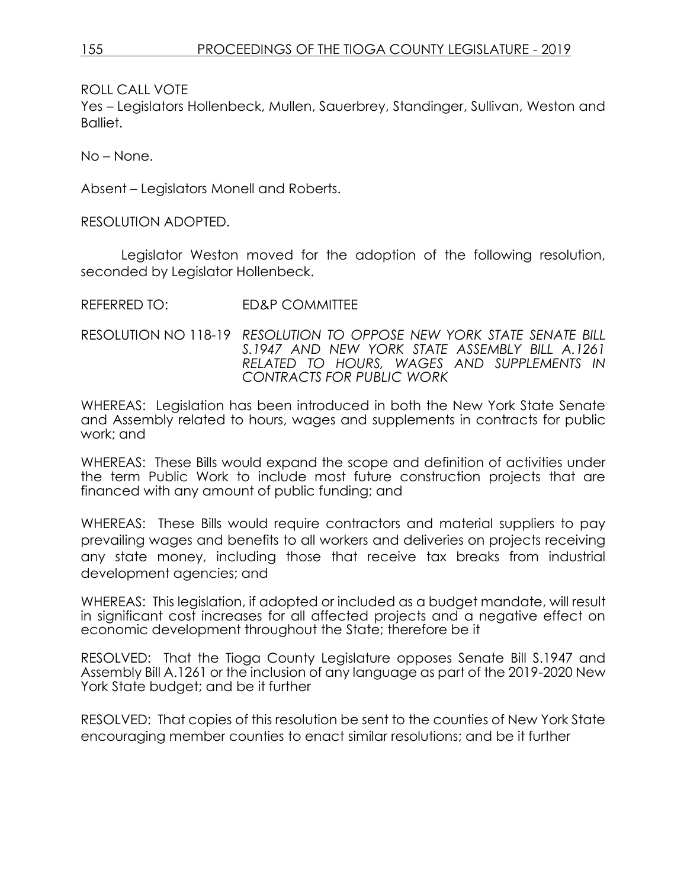ROLL CALL VOTE

Yes – Legislators Hollenbeck, Mullen, Sauerbrey, Standinger, Sullivan, Weston and Balliet.

No – None.

Absent – Legislators Monell and Roberts.

RESOLUTION ADOPTED.

Legislator Weston moved for the adoption of the following resolution, seconded by Legislator Hollenbeck.

REFERRED TO: ED&P COMMITTEE

RESOLUTION NO 118-19 *RESOLUTION TO OPPOSE NEW YORK STATE SENATE BILL S.1947 AND NEW YORK STATE ASSEMBLY BILL A.1261 RELATED TO HOURS, WAGES AND SUPPLEMENTS IN CONTRACTS FOR PUBLIC WORK*

WHEREAS: Legislation has been introduced in both the New York State Senate and Assembly related to hours, wages and supplements in contracts for public work; and

WHEREAS: These Bills would expand the scope and definition of activities under the term Public Work to include most future construction projects that are financed with any amount of public funding; and

WHEREAS: These Bills would require contractors and material suppliers to pay prevailing wages and benefits to all workers and deliveries on projects receiving any state money, including those that receive tax breaks from industrial development agencies; and

WHEREAS: This legislation, if adopted or included as a budget mandate, will result in significant cost increases for all affected projects and a negative effect on economic development throughout the State; therefore be it

RESOLVED: That the Tioga County Legislature opposes Senate Bill S.1947 and Assembly Bill A.1261 or the inclusion of any language as part of the 2019-2020 New York State budget; and be it further

RESOLVED: That copies of this resolution be sent to the counties of New York State encouraging member counties to enact similar resolutions; and be it further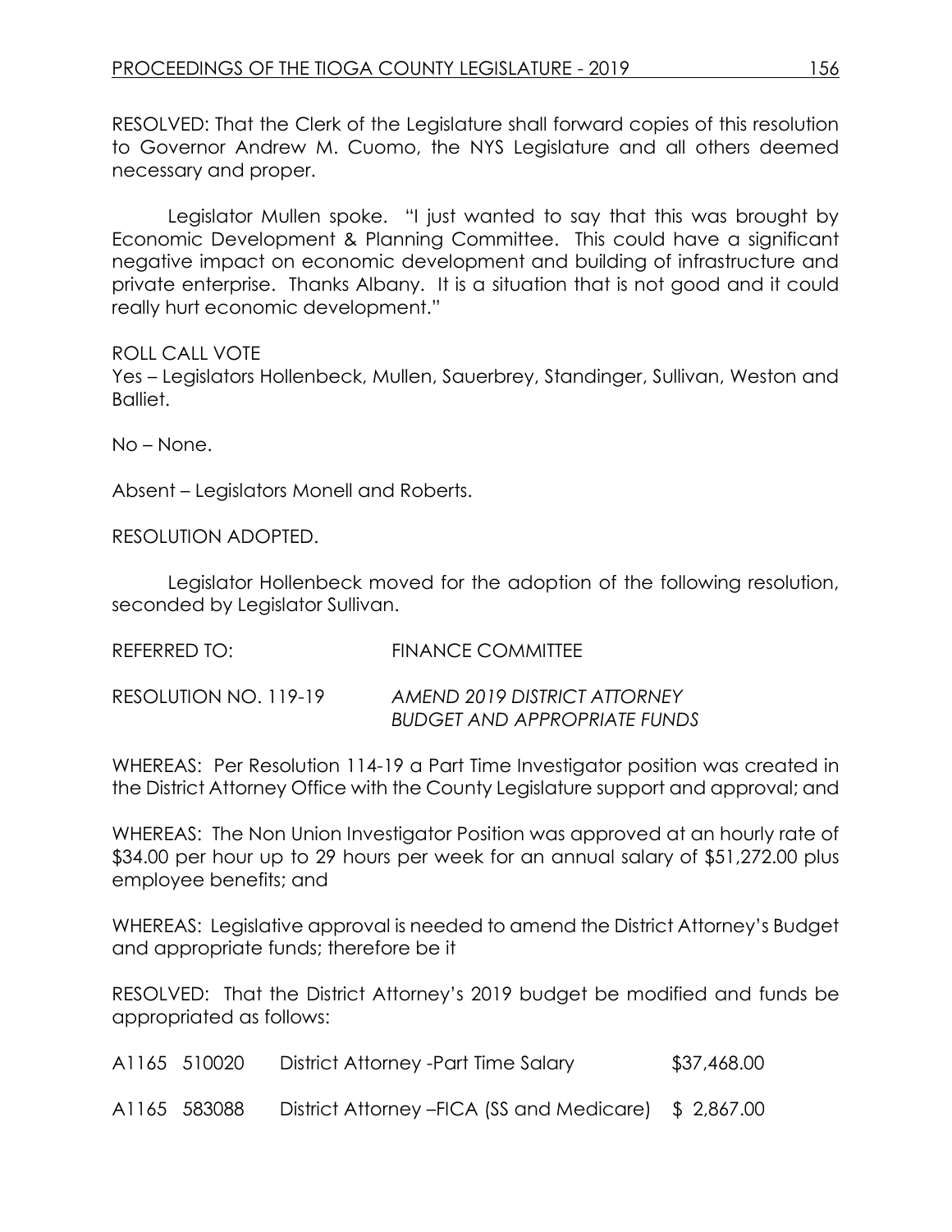RESOLVED: That the Clerk of the Legislature shall forward copies of this resolution to Governor Andrew M. Cuomo, the NYS Legislature and all others deemed necessary and proper.

Legislator Mullen spoke. "I just wanted to say that this was brought by Economic Development & Planning Committee. This could have a significant negative impact on economic development and building of infrastructure and private enterprise. Thanks Albany. It is a situation that is not good and it could really hurt economic development."

ROLL CALL VOTE
Yes – Legislators Hollenbeck, Mullen, Sauerbrey, Standinger, Sullivan, Weston and Balliet.

No – None.

Absent – Legislators Monell and Roberts.

RESOLUTION ADOPTED.

Legislator Hollenbeck moved for the adoption of the following resolution, seconded by Legislator Sullivan.

REFERRED TO: FINANCE COMMITTEE

RESOLUTION NO. 119-19 *AMEND 2019 DISTRICT ATTORNEY BUDGET AND APPROPRIATE FUNDS*

WHEREAS: Per Resolution 114-19 a Part Time Investigator position was created in the District Attorney Office with the County Legislature support and approval; and

WHEREAS: The Non Union Investigator Position was approved at an hourly rate of $34.00 per hour up to 29 hours per week for an annual salary of $51,272.00 plus employee benefits; and

WHEREAS: Legislative approval is needed to amend the District Attorney's Budget and appropriate funds; therefore be it

RESOLVED: That the District Attorney's 2019 budget be modified and funds be appropriated as follows:

| | | | |
|---|---|---|---|
| A1165 | 510020 | District Attorney -Part Time Salary | $37,468.00 |
| A1165 | 583088 | District Attorney –FICA (SS and Medicare) | $ 2,867.00 |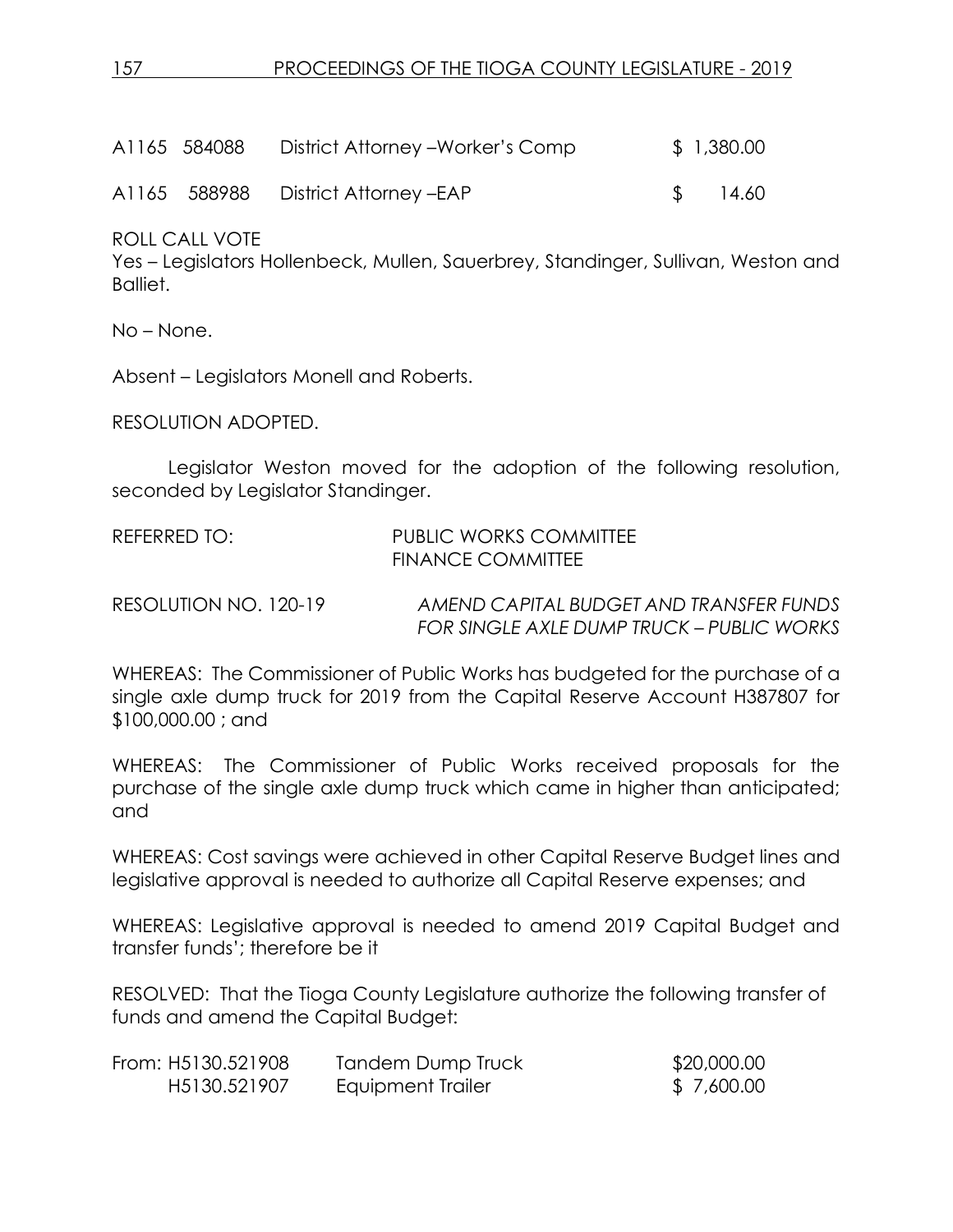| | | | |
|---|---|---|---|
| A1165 | 584088 | District Attorney –Worker's Comp | $ 1,380.00 |
| A1165 | 588988 | District Attorney –EAP | $ 14.60 |

ROLL CALL VOTE
Yes – Legislators Hollenbeck, Mullen, Sauerbrey, Standinger, Sullivan, Weston and Balliet.

No – None.

Absent – Legislators Monell and Roberts.

RESOLUTION ADOPTED.

Legislator Weston moved for the adoption of the following resolution, seconded by Legislator Standinger.

REFERRED TO: PUBLIC WORKS COMMITTEE
FINANCE COMMITTEE

RESOLUTION NO. 120-19 *AMEND CAPITAL BUDGET AND TRANSFER FUNDS FOR SINGLE AXLE DUMP TRUCK – PUBLIC WORKS*

WHEREAS: The Commissioner of Public Works has budgeted for the purchase of a single axle dump truck for 2019 from the Capital Reserve Account H387807 for $100,000.00 ; and

WHEREAS: The Commissioner of Public Works received proposals for the purchase of the single axle dump truck which came in higher than anticipated; and

WHEREAS: Cost savings were achieved in other Capital Reserve Budget lines and legislative approval is needed to authorize all Capital Reserve expenses; and

WHEREAS: Legislative approval is needed to amend 2019 Capital Budget and transfer funds'; therefore be it

RESOLVED: That the Tioga County Legislature authorize the following transfer of funds and amend the Capital Budget:

| | | |
|---|---|---|
| From: H5130.521908 | Tandem Dump Truck | $20,000.00 |
| H5130.521907 | Equipment Trailer | $ 7,600.00 |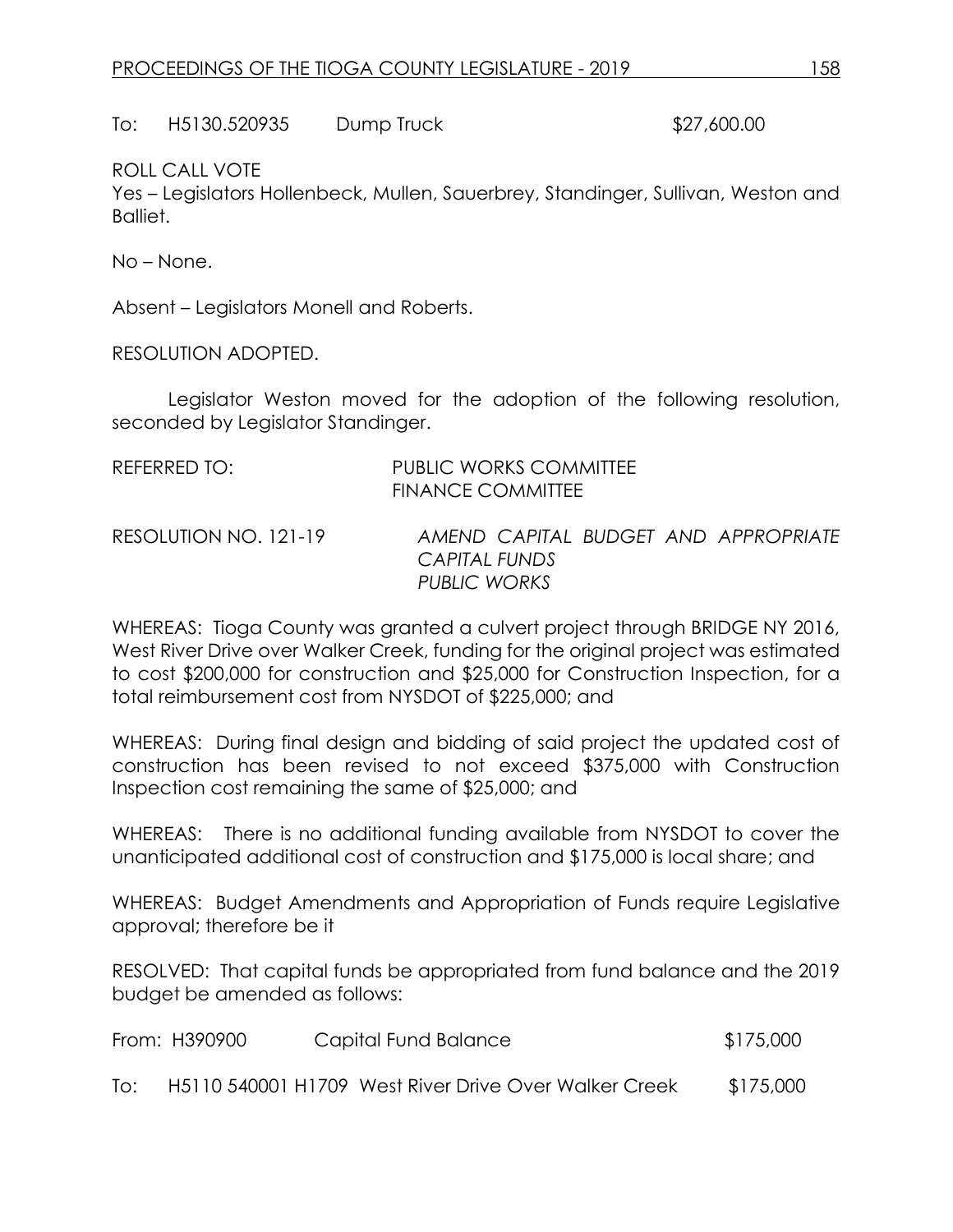To: H5130.520935 Dump Truck $27,600.00

ROLL CALL VOTE
Yes – Legislators Hollenbeck, Mullen, Sauerbrey, Standinger, Sullivan, Weston and Balliet.

No – None.

Absent – Legislators Monell and Roberts.

RESOLUTION ADOPTED.

Legislator Weston moved for the adoption of the following resolution, seconded by Legislator Standinger.

REFERRED TO: PUBLIC WORKS COMMITTEE
FINANCE COMMITTEE

RESOLUTION NO. 121-19 *AMEND CAPITAL BUDGET AND APPROPRIATE CAPITAL FUNDS PUBLIC WORKS*

WHEREAS: Tioga County was granted a culvert project through BRIDGE NY 2016, West River Drive over Walker Creek, funding for the original project was estimated to cost $200,000 for construction and $25,000 for Construction Inspection, for a total reimbursement cost from NYSDOT of $225,000; and

WHEREAS: During final design and bidding of said project the updated cost of construction has been revised to not exceed $375,000 with Construction Inspection cost remaining the same of $25,000; and

WHEREAS: There is no additional funding available from NYSDOT to cover the unanticipated additional cost of construction and $175,000 is local share; and

WHEREAS: Budget Amendments and Appropriation of Funds require Legislative approval; therefore be it

RESOLVED: That capital funds be appropriated from fund balance and the 2019 budget be amended as follows:

From: H390900 Capital Fund Balance $175,000

To: H5110 540001 H1709 West River Drive Over Walker Creek $175,000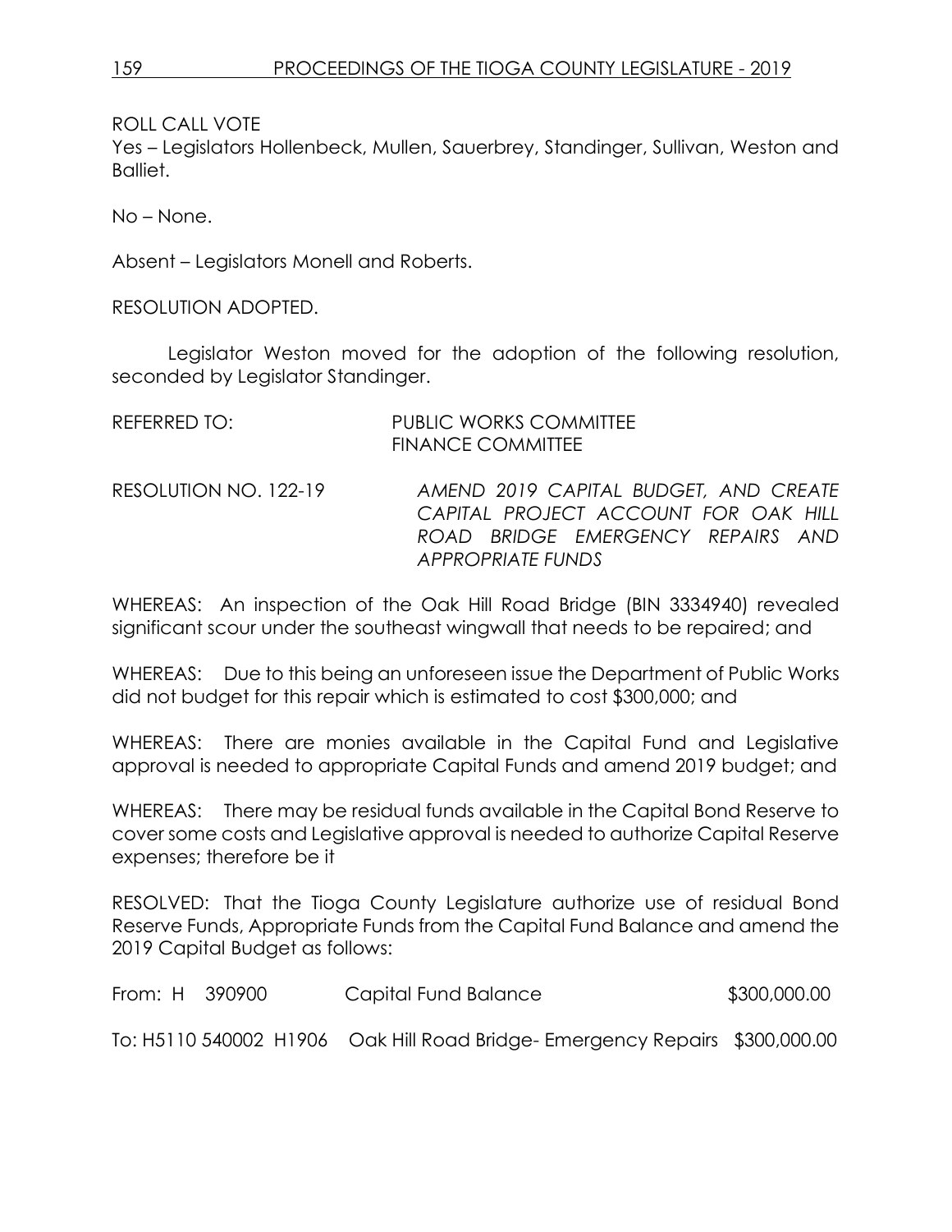ROLL CALL VOTE
Yes – Legislators Hollenbeck, Mullen, Sauerbrey, Standinger, Sullivan, Weston and Balliet.

No – None.

Absent – Legislators Monell and Roberts.

RESOLUTION ADOPTED.

Legislator Weston moved for the adoption of the following resolution, seconded by Legislator Standinger.

REFERRED TO: PUBLIC WORKS COMMITTEE
FINANCE COMMITTEE

RESOLUTION NO. 122-19 *AMEND 2019 CAPITAL BUDGET, AND CREATE CAPITAL PROJECT ACCOUNT FOR OAK HILL ROAD BRIDGE EMERGENCY REPAIRS AND APPROPRIATE FUNDS*

WHEREAS: An inspection of the Oak Hill Road Bridge (BIN 3334940) revealed significant scour under the southeast wingwall that needs to be repaired; and

WHEREAS: Due to this being an unforeseen issue the Department of Public Works did not budget for this repair which is estimated to cost $300,000; and

WHEREAS: There are monies available in the Capital Fund and Legislative approval is needed to appropriate Capital Funds and amend 2019 budget; and

WHEREAS: There may be residual funds available in the Capital Bond Reserve to cover some costs and Legislative approval is needed to authorize Capital Reserve expenses; therefore be it

RESOLVED: That the Tioga County Legislature authorize use of residual Bond Reserve Funds, Appropriate Funds from the Capital Fund Balance and amend the 2019 Capital Budget as follows:

From: H 390900 Capital Fund Balance $300,000.00

To: H5110 540002 H1906 Oak Hill Road Bridge- Emergency Repairs $300,000.00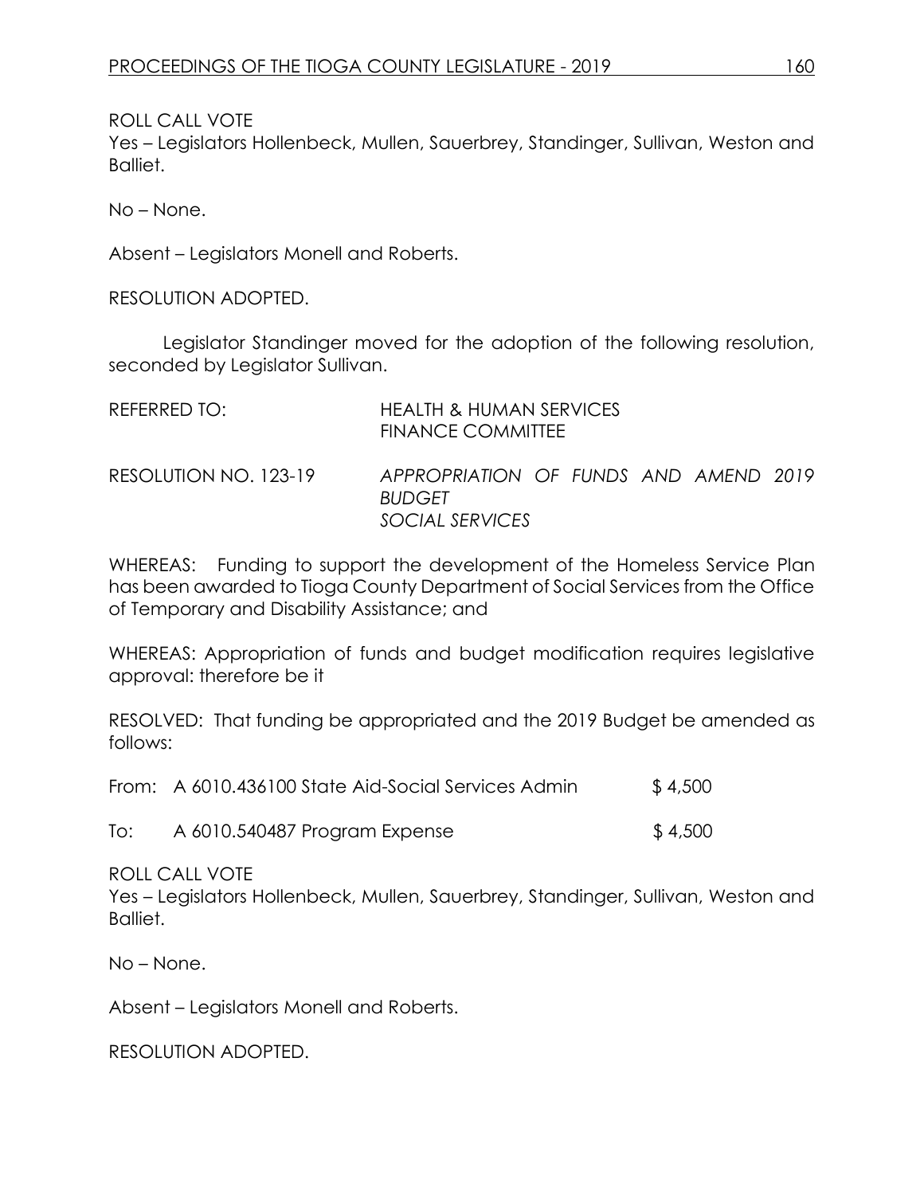ROLL CALL VOTE
Yes – Legislators Hollenbeck, Mullen, Sauerbrey, Standinger, Sullivan, Weston and Balliet.

No – None.

Absent – Legislators Monell and Roberts.

RESOLUTION ADOPTED.

Legislator Standinger moved for the adoption of the following resolution, seconded by Legislator Sullivan.

REFERRED TO: HEALTH & HUMAN SERVICES
FINANCE COMMITTEE

RESOLUTION NO. 123-19 *APPROPRIATION OF FUNDS AND AMEND 2019 BUDGET*
*SOCIAL SERVICES*

WHEREAS: Funding to support the development of the Homeless Service Plan has been awarded to Tioga County Department of Social Services from the Office of Temporary and Disability Assistance; and

WHEREAS: Appropriation of funds and budget modification requires legislative approval: therefore be it

RESOLVED: That funding be appropriated and the 2019 Budget be amended as follows:

| | | |
|---|---|---|
| From: | A 6010.436100 State Aid-Social Services Admin | $ 4,500 |
| To: | A 6010.540487 Program Expense | $ 4,500 |

ROLL CALL VOTE
Yes – Legislators Hollenbeck, Mullen, Sauerbrey, Standinger, Sullivan, Weston and Balliet.

No – None.

Absent – Legislators Monell and Roberts.

RESOLUTION ADOPTED.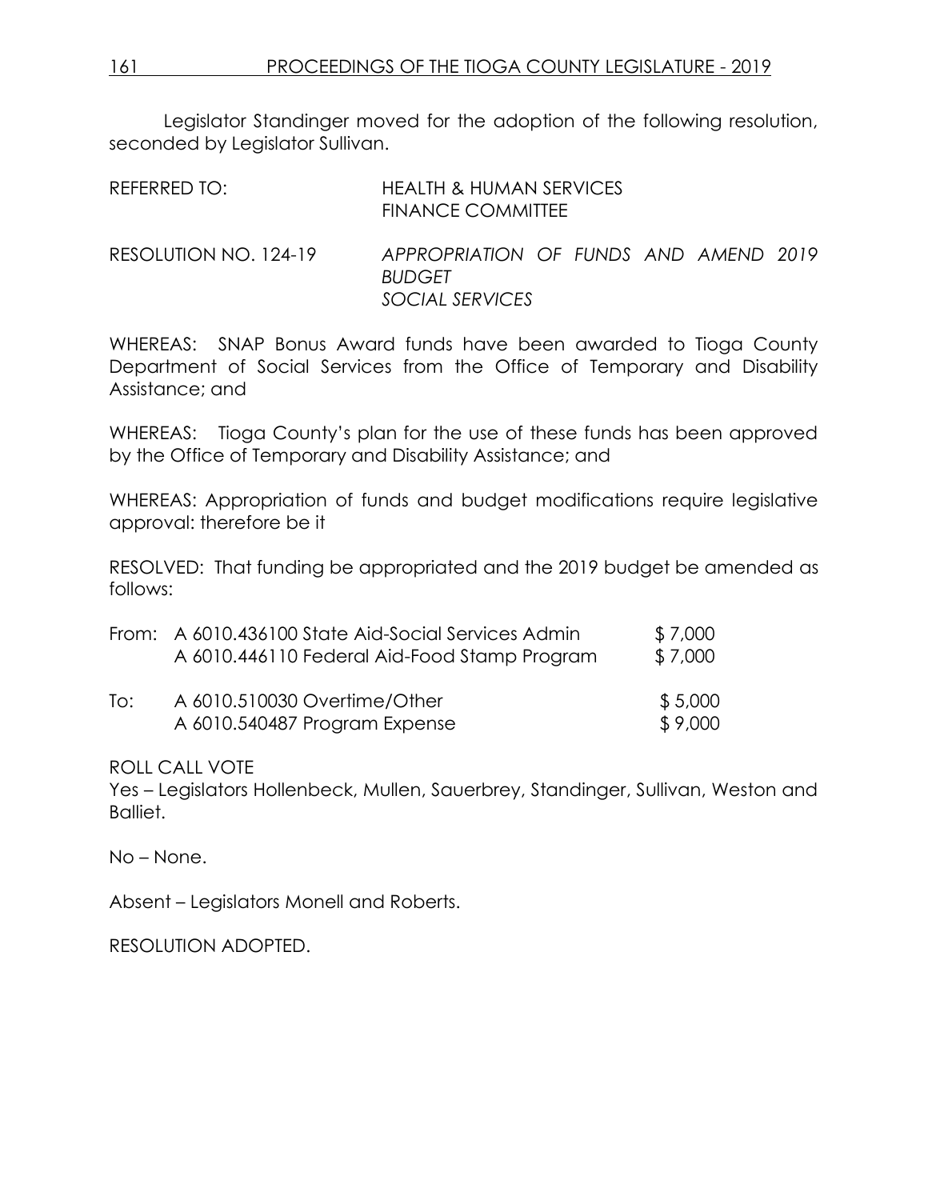Legislator Standinger moved for the adoption of the following resolution, seconded by Legislator Sullivan.

REFERRED TO: HEALTH & HUMAN SERVICES
FINANCE COMMITTEE

RESOLUTION NO. 124-19 *APPROPRIATION OF FUNDS AND AMEND 2019 BUDGET*
*SOCIAL SERVICES*

WHEREAS: SNAP Bonus Award funds have been awarded to Tioga County Department of Social Services from the Office of Temporary and Disability Assistance; and

WHEREAS: Tioga County's plan for the use of these funds has been approved by the Office of Temporary and Disability Assistance; and

WHEREAS: Appropriation of funds and budget modifications require legislative approval: therefore be it

RESOLVED: That funding be appropriated and the 2019 budget be amended as follows:

| | | |
|---|---|---|
| From: | A 6010.436100 State Aid-Social Services Admin | $ 7,000 |
| | A 6010.446110 Federal Aid-Food Stamp Program | $ 7,000 |
| To: | A 6010.510030 Overtime/Other | $ 5,000 |
| | A 6010.540487 Program Expense | $ 9,000 |

ROLL CALL VOTE
Yes – Legislators Hollenbeck, Mullen, Sauerbrey, Standinger, Sullivan, Weston and Balliet.

No – None.

Absent – Legislators Monell and Roberts.

RESOLUTION ADOPTED.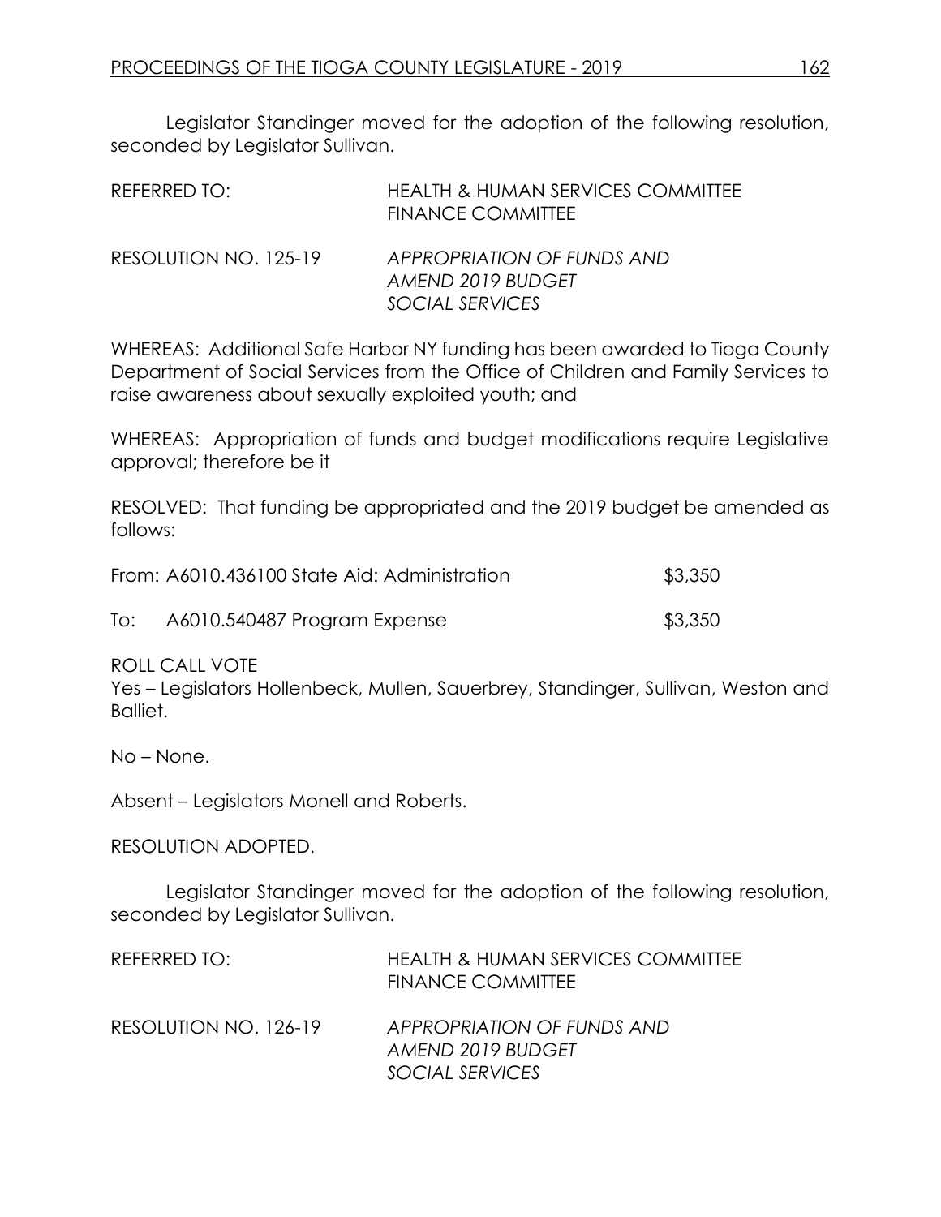Legislator Standinger moved for the adoption of the following resolution, seconded by Legislator Sullivan.

REFERRED TO: HEALTH & HUMAN SERVICES COMMITTEE
FINANCE COMMITTEE

RESOLUTION NO. 125-19 *APPROPRIATION OF FUNDS AND AMEND 2019 BUDGET SOCIAL SERVICES*

WHEREAS: Additional Safe Harbor NY funding has been awarded to Tioga County Department of Social Services from the Office of Children and Family Services to raise awareness about sexually exploited youth; and

WHEREAS: Appropriation of funds and budget modifications require Legislative approval; therefore be it

RESOLVED: That funding be appropriated and the 2019 budget be amended as follows:

From: A6010.436100 State Aid: Administration $3,350

To: A6010.540487 Program Expense $3,350

ROLL CALL VOTE
Yes – Legislators Hollenbeck, Mullen, Sauerbrey, Standinger, Sullivan, Weston and Balliet.

No – None.

Absent – Legislators Monell and Roberts.

RESOLUTION ADOPTED.

Legislator Standinger moved for the adoption of the following resolution, seconded by Legislator Sullivan.

REFERRED TO: HEALTH & HUMAN SERVICES COMMITTEE
FINANCE COMMITTEE

RESOLUTION NO. 126-19 *APPROPRIATION OF FUNDS AND AMEND 2019 BUDGET SOCIAL SERVICES*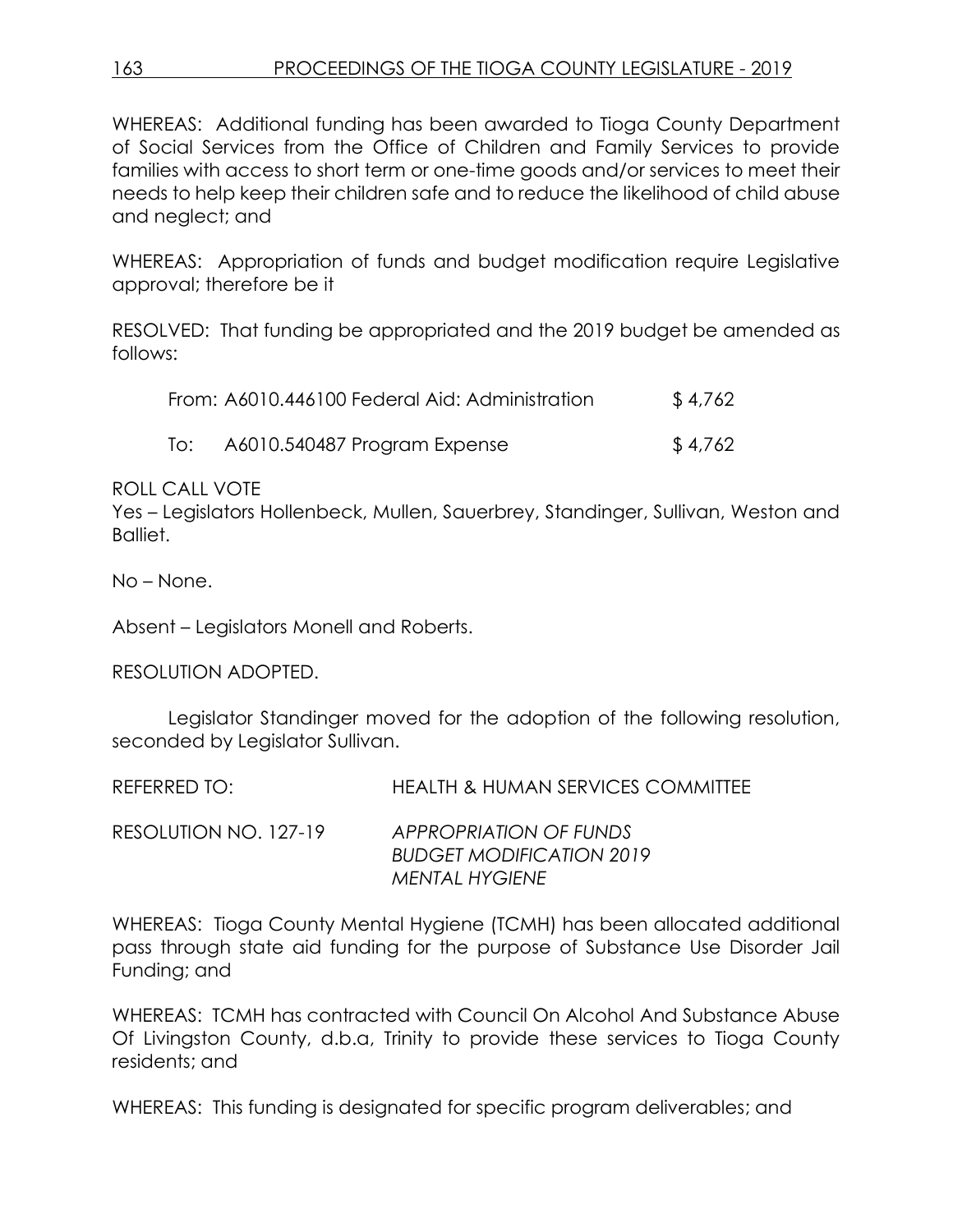WHEREAS: Additional funding has been awarded to Tioga County Department of Social Services from the Office of Children and Family Services to provide families with access to short term or one-time goods and/or services to meet their needs to help keep their children safe and to reduce the likelihood of child abuse and neglect; and

WHEREAS: Appropriation of funds and budget modification require Legislative approval; therefore be it

RESOLVED: That funding be appropriated and the 2019 budget be amended as follows:

| | | |
|---|---|---|
| From: | A6010.446100 Federal Aid: Administration | $ 4,762 |
| To: | A6010.540487 Program Expense | $ 4,762 |

ROLL CALL VOTE
Yes – Legislators Hollenbeck, Mullen, Sauerbrey, Standinger, Sullivan, Weston and Balliet.

No – None.

Absent – Legislators Monell and Roberts.

RESOLUTION ADOPTED.

Legislator Standinger moved for the adoption of the following resolution, seconded by Legislator Sullivan.

REFERRED TO: HEALTH & HUMAN SERVICES COMMITTEE

RESOLUTION NO. 127-19 *APPROPRIATION OF FUNDS*
*BUDGET MODIFICATION 2019*
*MENTAL HYGIENE*

WHEREAS: Tioga County Mental Hygiene (TCMH) has been allocated additional pass through state aid funding for the purpose of Substance Use Disorder Jail Funding; and

WHEREAS: TCMH has contracted with Council On Alcohol And Substance Abuse Of Livingston County, d.b.a, Trinity to provide these services to Tioga County residents; and

WHEREAS: This funding is designated for specific program deliverables; and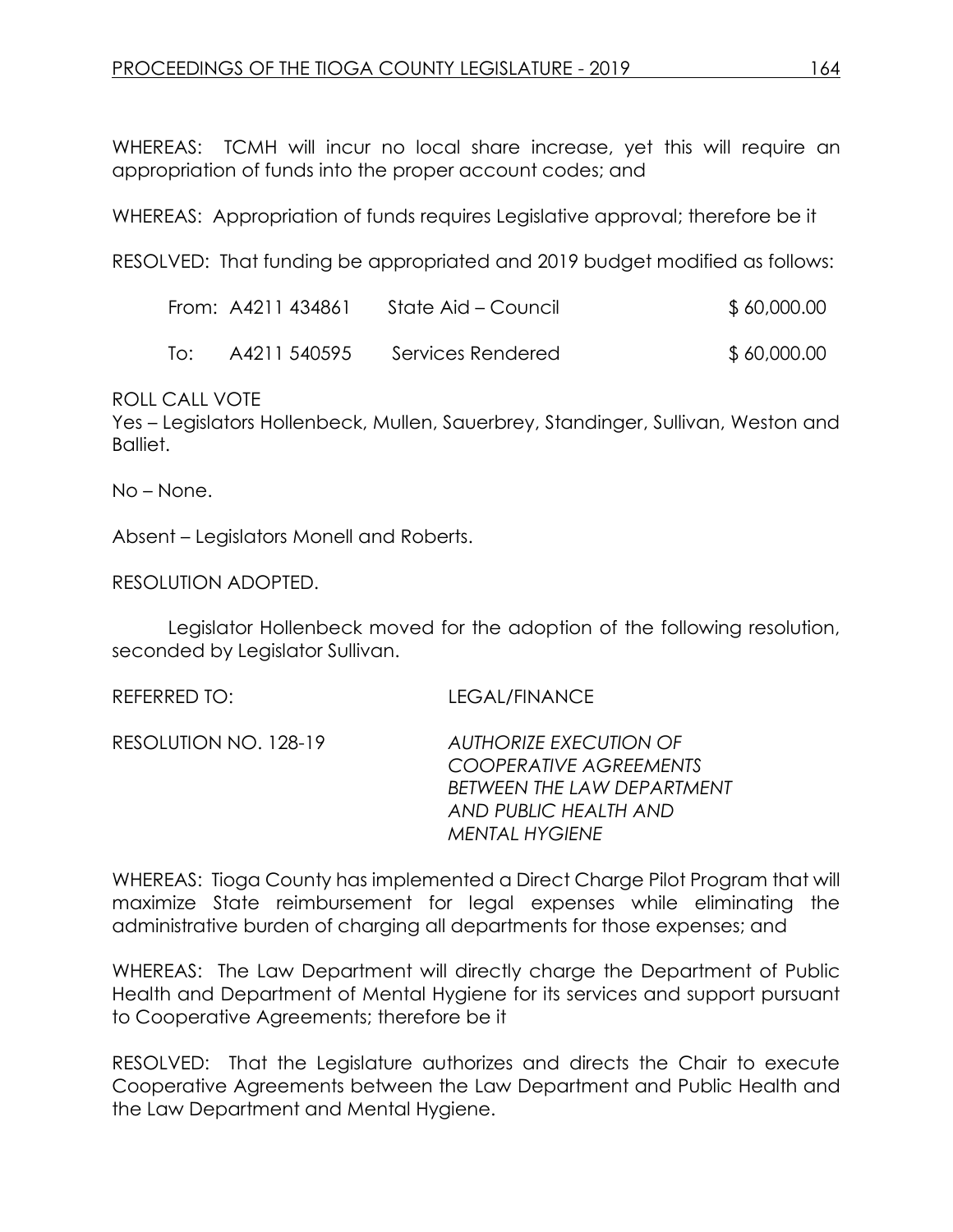WHEREAS: TCMH will incur no local share increase, yet this will require an appropriation of funds into the proper account codes; and

WHEREAS: Appropriation of funds requires Legislative approval; therefore be it

RESOLVED: That funding be appropriated and 2019 budget modified as follows:

| | | | |
|---|---|---|---|
| From: | A4211 434861 | State Aid – Council | $ 60,000.00 |
| To: | A4211 540595 | Services Rendered | $ 60,000.00 |

ROLL CALL VOTE
Yes – Legislators Hollenbeck, Mullen, Sauerbrey, Standinger, Sullivan, Weston and Balliet.

No – None.

Absent – Legislators Monell and Roberts.

RESOLUTION ADOPTED.

Legislator Hollenbeck moved for the adoption of the following resolution, seconded by Legislator Sullivan.

REFERRED TO: LEGAL/FINANCE

RESOLUTION NO. 128-19 *AUTHORIZE EXECUTION OF COOPERATIVE AGREEMENTS BETWEEN THE LAW DEPARTMENT AND PUBLIC HEALTH AND MENTAL HYGIENE*

WHEREAS: Tioga County has implemented a Direct Charge Pilot Program that will maximize State reimbursement for legal expenses while eliminating the administrative burden of charging all departments for those expenses; and

WHEREAS: The Law Department will directly charge the Department of Public Health and Department of Mental Hygiene for its services and support pursuant to Cooperative Agreements; therefore be it

RESOLVED: That the Legislature authorizes and directs the Chair to execute Cooperative Agreements between the Law Department and Public Health and the Law Department and Mental Hygiene.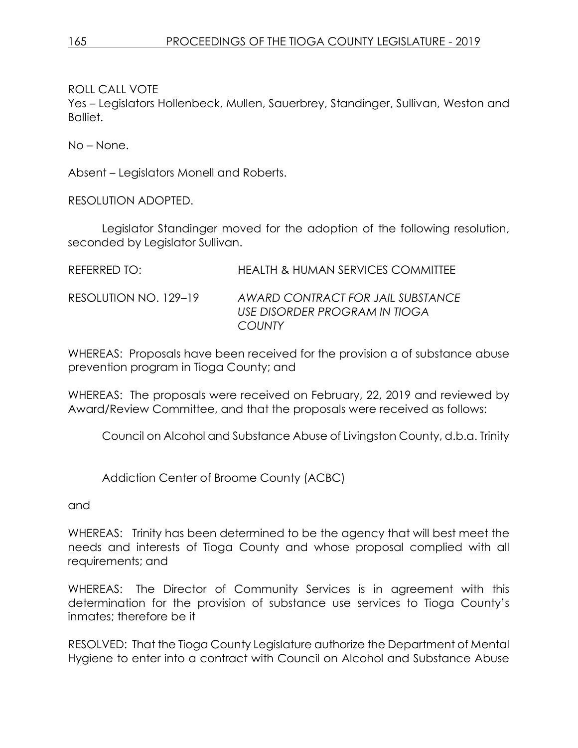ROLL CALL VOTE
Yes – Legislators Hollenbeck, Mullen, Sauerbrey, Standinger, Sullivan, Weston and Balliet.

No – None.

Absent – Legislators Monell and Roberts.

RESOLUTION ADOPTED.

Legislator Standinger moved for the adoption of the following resolution, seconded by Legislator Sullivan.

REFERRED TO: HEALTH & HUMAN SERVICES COMMITTEE

RESOLUTION NO. 129–19 *AWARD CONTRACT FOR JAIL SUBSTANCE USE DISORDER PROGRAM IN TIOGA COUNTY*

WHEREAS: Proposals have been received for the provision a of substance abuse prevention program in Tioga County; and

WHEREAS: The proposals were received on February, 22, 2019 and reviewed by Award/Review Committee, and that the proposals were received as follows:

Council on Alcohol and Substance Abuse of Livingston County, d.b.a. Trinity

Addiction Center of Broome County (ACBC)

and

WHEREAS: Trinity has been determined to be the agency that will best meet the needs and interests of Tioga County and whose proposal complied with all requirements; and

WHEREAS: The Director of Community Services is in agreement with this determination for the provision of substance use services to Tioga County's inmates; therefore be it

RESOLVED: That the Tioga County Legislature authorize the Department of Mental Hygiene to enter into a contract with Council on Alcohol and Substance Abuse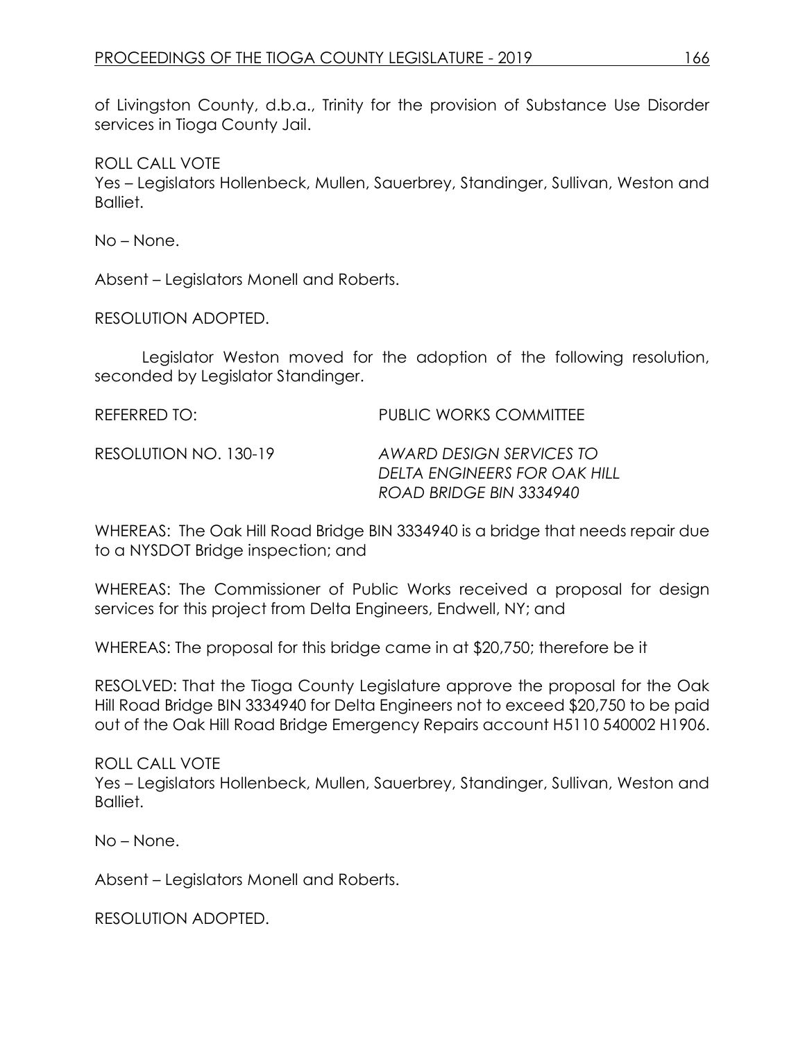of Livingston County, d.b.a., Trinity for the provision of Substance Use Disorder services in Tioga County Jail.

ROLL CALL VOTE
Yes – Legislators Hollenbeck, Mullen, Sauerbrey, Standinger, Sullivan, Weston and Balliet.

No – None.

Absent – Legislators Monell and Roberts.

RESOLUTION ADOPTED.

Legislator Weston moved for the adoption of the following resolution, seconded by Legislator Standinger.

REFERRED TO: PUBLIC WORKS COMMITTEE

RESOLUTION NO. 130-19 *AWARD DESIGN SERVICES TO DELTA ENGINEERS FOR OAK HILL ROAD BRIDGE BIN 3334940*

WHEREAS: The Oak Hill Road Bridge BIN 3334940 is a bridge that needs repair due to a NYSDOT Bridge inspection; and

WHEREAS: The Commissioner of Public Works received a proposal for design services for this project from Delta Engineers, Endwell, NY; and

WHEREAS: The proposal for this bridge came in at $20,750; therefore be it

RESOLVED: That the Tioga County Legislature approve the proposal for the Oak Hill Road Bridge BIN 3334940 for Delta Engineers not to exceed $20,750 to be paid out of the Oak Hill Road Bridge Emergency Repairs account H5110 540002 H1906.

ROLL CALL VOTE
Yes – Legislators Hollenbeck, Mullen, Sauerbrey, Standinger, Sullivan, Weston and Balliet.

No – None.

Absent – Legislators Monell and Roberts.

RESOLUTION ADOPTED.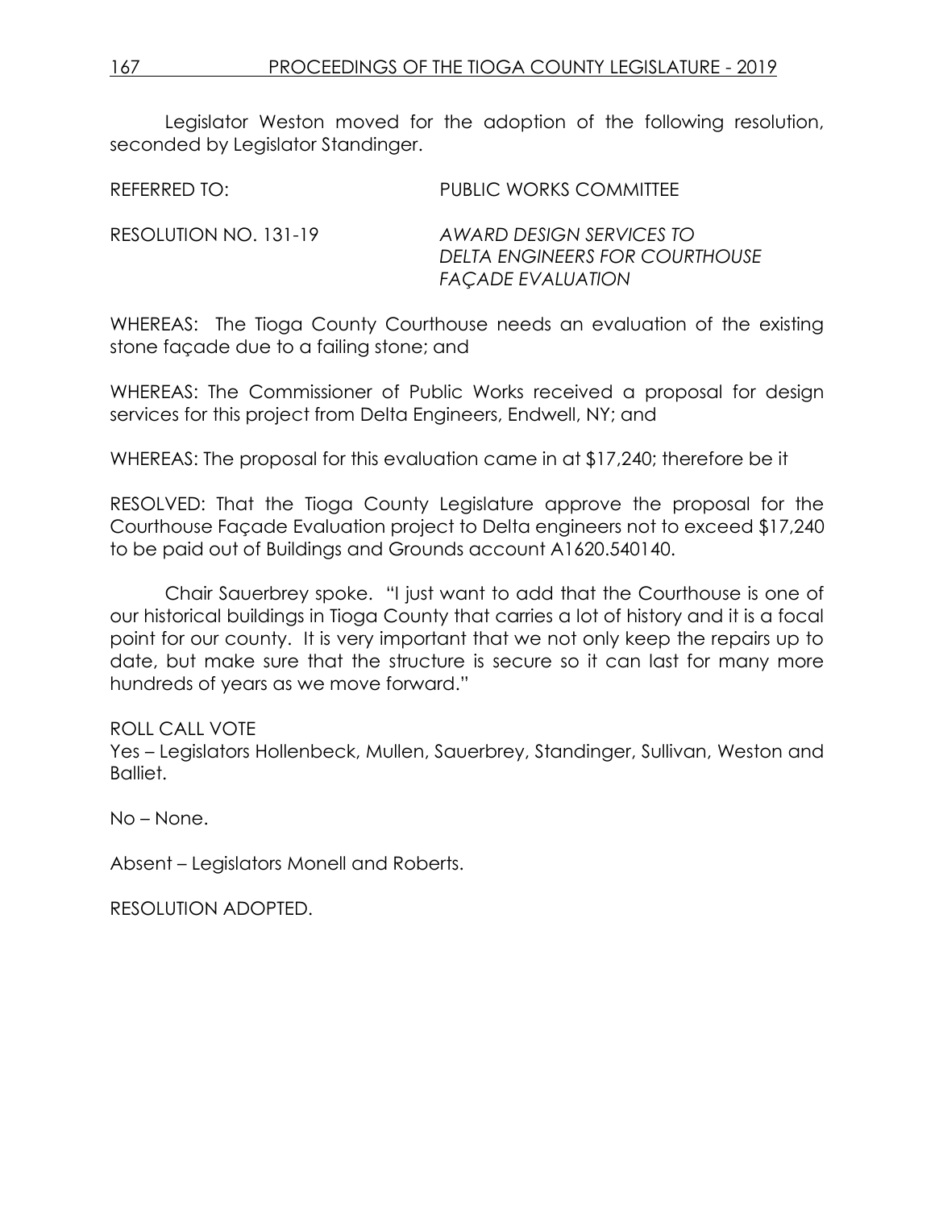Legislator Weston moved for the adoption of the following resolution, seconded by Legislator Standinger.

REFERRED TO: PUBLIC WORKS COMMITTEE

RESOLUTION NO. 131-19 *AWARD DESIGN SERVICES TO DELTA ENGINEERS FOR COURTHOUSE FAÇADE EVALUATION*

WHEREAS: The Tioga County Courthouse needs an evaluation of the existing stone façade due to a failing stone; and

WHEREAS: The Commissioner of Public Works received a proposal for design services for this project from Delta Engineers, Endwell, NY; and

WHEREAS: The proposal for this evaluation came in at $17,240; therefore be it

RESOLVED: That the Tioga County Legislature approve the proposal for the Courthouse Façade Evaluation project to Delta engineers not to exceed $17,240 to be paid out of Buildings and Grounds account A1620.540140.

Chair Sauerbrey spoke. "I just want to add that the Courthouse is one of our historical buildings in Tioga County that carries a lot of history and it is a focal point for our county. It is very important that we not only keep the repairs up to date, but make sure that the structure is secure so it can last for many more hundreds of years as we move forward."

ROLL CALL VOTE
Yes – Legislators Hollenbeck, Mullen, Sauerbrey, Standinger, Sullivan, Weston and Balliet.

No – None.

Absent – Legislators Monell and Roberts.

RESOLUTION ADOPTED.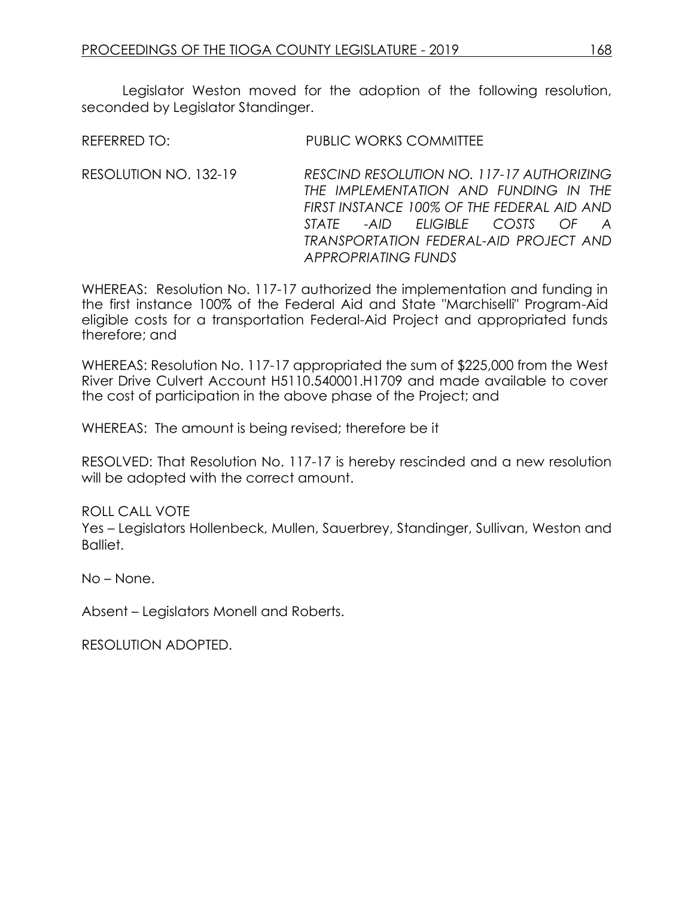Legislator Weston moved for the adoption of the following resolution, seconded by Legislator Standinger.

REFERRED TO: PUBLIC WORKS COMMITTEE

RESOLUTION NO. 132-19 *RESCIND RESOLUTION NO. 117-17 AUTHORIZING THE IMPLEMENTATION AND FUNDING IN THE FIRST INSTANCE 100% OF THE FEDERAL AID AND STATE -AID ELIGIBLE COSTS OF A TRANSPORTATION FEDERAL-AID PROJECT AND APPROPRIATING FUNDS*

WHEREAS: Resolution No. 117-17 authorized the implementation and funding in the first instance 100% of the Federal Aid and State "Marchiselli" Program-Aid eligible costs for a transportation Federal-Aid Project and appropriated funds therefore; and

WHEREAS: Resolution No. 117-17 appropriated the sum of $225,000 from the West River Drive Culvert Account H5110.540001.H1709 and made available to cover the cost of participation in the above phase of the Project; and

WHEREAS: The amount is being revised; therefore be it

RESOLVED: That Resolution No. 117-17 is hereby rescinded and a new resolution will be adopted with the correct amount.

ROLL CALL VOTE
Yes – Legislators Hollenbeck, Mullen, Sauerbrey, Standinger, Sullivan, Weston and Balliet.

No – None.

Absent – Legislators Monell and Roberts.

RESOLUTION ADOPTED.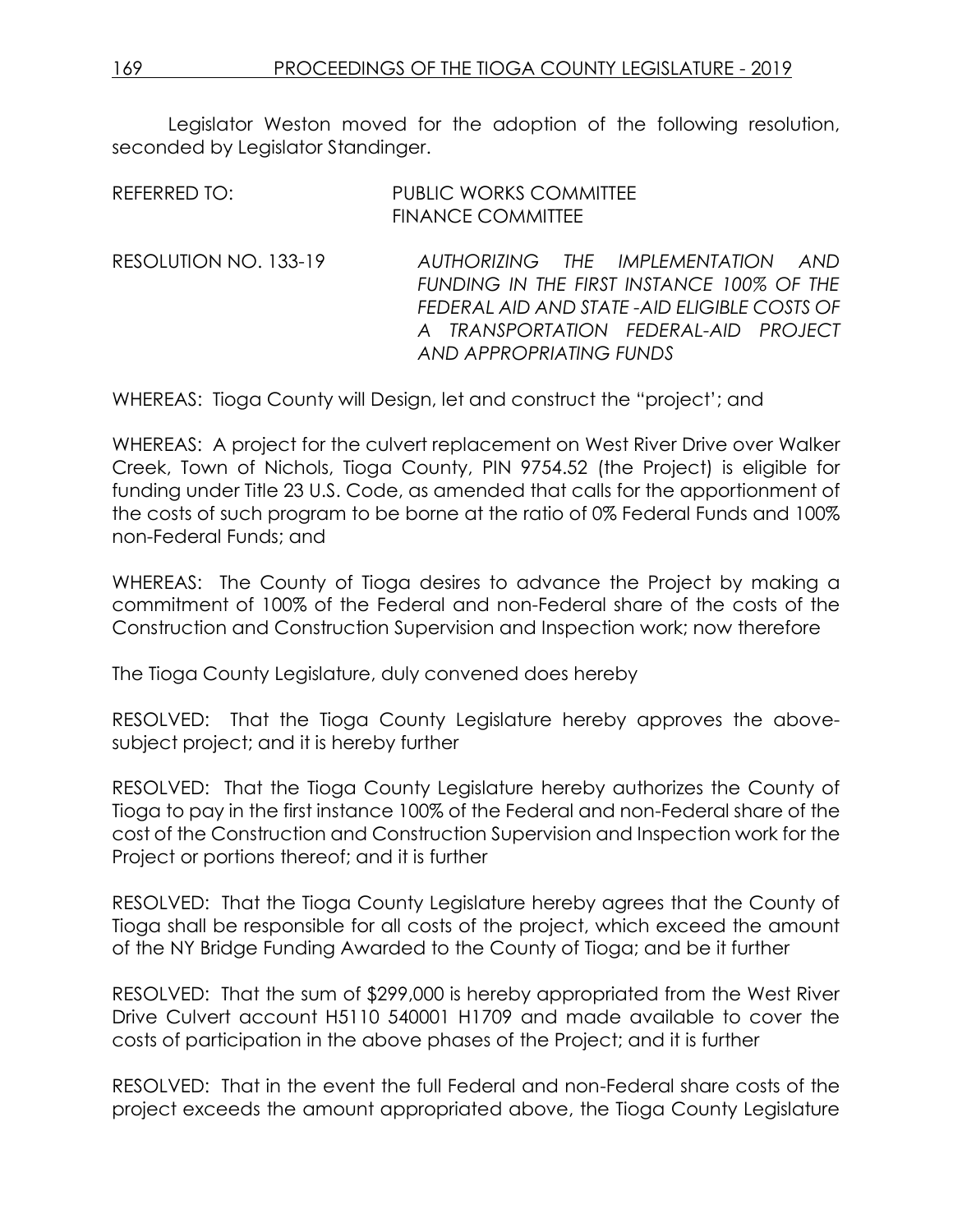Legislator Weston moved for the adoption of the following resolution, seconded by Legislator Standinger.

REFERRED TO: PUBLIC WORKS COMMITTEE
FINANCE COMMITTEE

RESOLUTION NO. 133-19 *AUTHORIZING THE IMPLEMENTATION AND FUNDING IN THE FIRST INSTANCE 100% OF THE FEDERAL AID AND STATE -AID ELIGIBLE COSTS OF A TRANSPORTATION FEDERAL-AID PROJECT AND APPROPRIATING FUNDS*

WHEREAS: Tioga County will Design, let and construct the "project'; and

WHEREAS: A project for the culvert replacement on West River Drive over Walker Creek, Town of Nichols, Tioga County, PIN 9754.52 (the Project) is eligible for funding under Title 23 U.S. Code, as amended that calls for the apportionment of the costs of such program to be borne at the ratio of 0% Federal Funds and 100% non-Federal Funds; and

WHEREAS: The County of Tioga desires to advance the Project by making a commitment of 100% of the Federal and non-Federal share of the costs of the Construction and Construction Supervision and Inspection work; now therefore

The Tioga County Legislature, duly convened does hereby

RESOLVED: That the Tioga County Legislature hereby approves the above-subject project; and it is hereby further

RESOLVED: That the Tioga County Legislature hereby authorizes the County of Tioga to pay in the first instance 100% of the Federal and non-Federal share of the cost of the Construction and Construction Supervision and Inspection work for the Project or portions thereof; and it is further

RESOLVED: That the Tioga County Legislature hereby agrees that the County of Tioga shall be responsible for all costs of the project, which exceed the amount of the NY Bridge Funding Awarded to the County of Tioga; and be it further

RESOLVED: That the sum of $299,000 is hereby appropriated from the West River Drive Culvert account H5110 540001 H1709 and made available to cover the costs of participation in the above phases of the Project; and it is further

RESOLVED: That in the event the full Federal and non-Federal share costs of the project exceeds the amount appropriated above, the Tioga County Legislature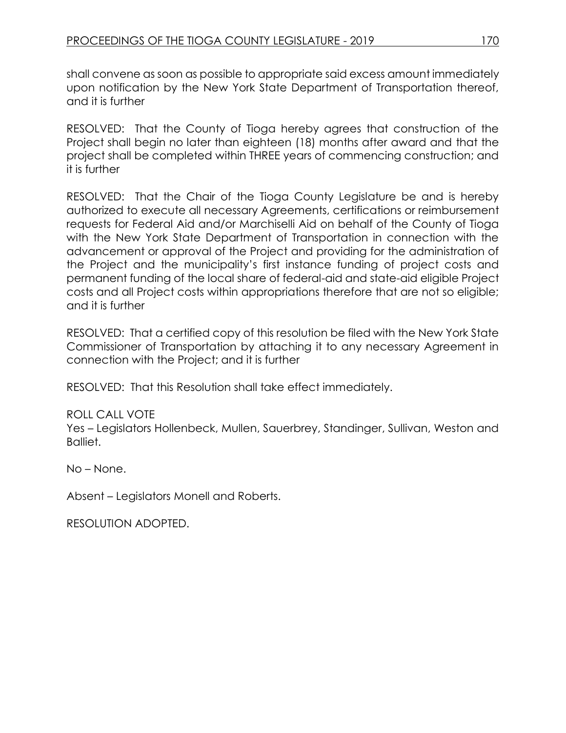shall convene as soon as possible to appropriate said excess amount immediately upon notification by the New York State Department of Transportation thereof, and it is further

RESOLVED: That the County of Tioga hereby agrees that construction of the Project shall begin no later than eighteen (18) months after award and that the project shall be completed within THREE years of commencing construction; and it is further

RESOLVED: That the Chair of the Tioga County Legislature be and is hereby authorized to execute all necessary Agreements, certifications or reimbursement requests for Federal Aid and/or Marchiselli Aid on behalf of the County of Tioga with the New York State Department of Transportation in connection with the advancement or approval of the Project and providing for the administration of the Project and the municipality's first instance funding of project costs and permanent funding of the local share of federal-aid and state-aid eligible Project costs and all Project costs within appropriations therefore that are not so eligible; and it is further

RESOLVED: That a certified copy of this resolution be filed with the New York State Commissioner of Transportation by attaching it to any necessary Agreement in connection with the Project; and it is further

RESOLVED: That this Resolution shall take effect immediately.

ROLL CALL VOTE
Yes – Legislators Hollenbeck, Mullen, Sauerbrey, Standinger, Sullivan, Weston and Balliet.

No – None.

Absent – Legislators Monell and Roberts.

RESOLUTION ADOPTED.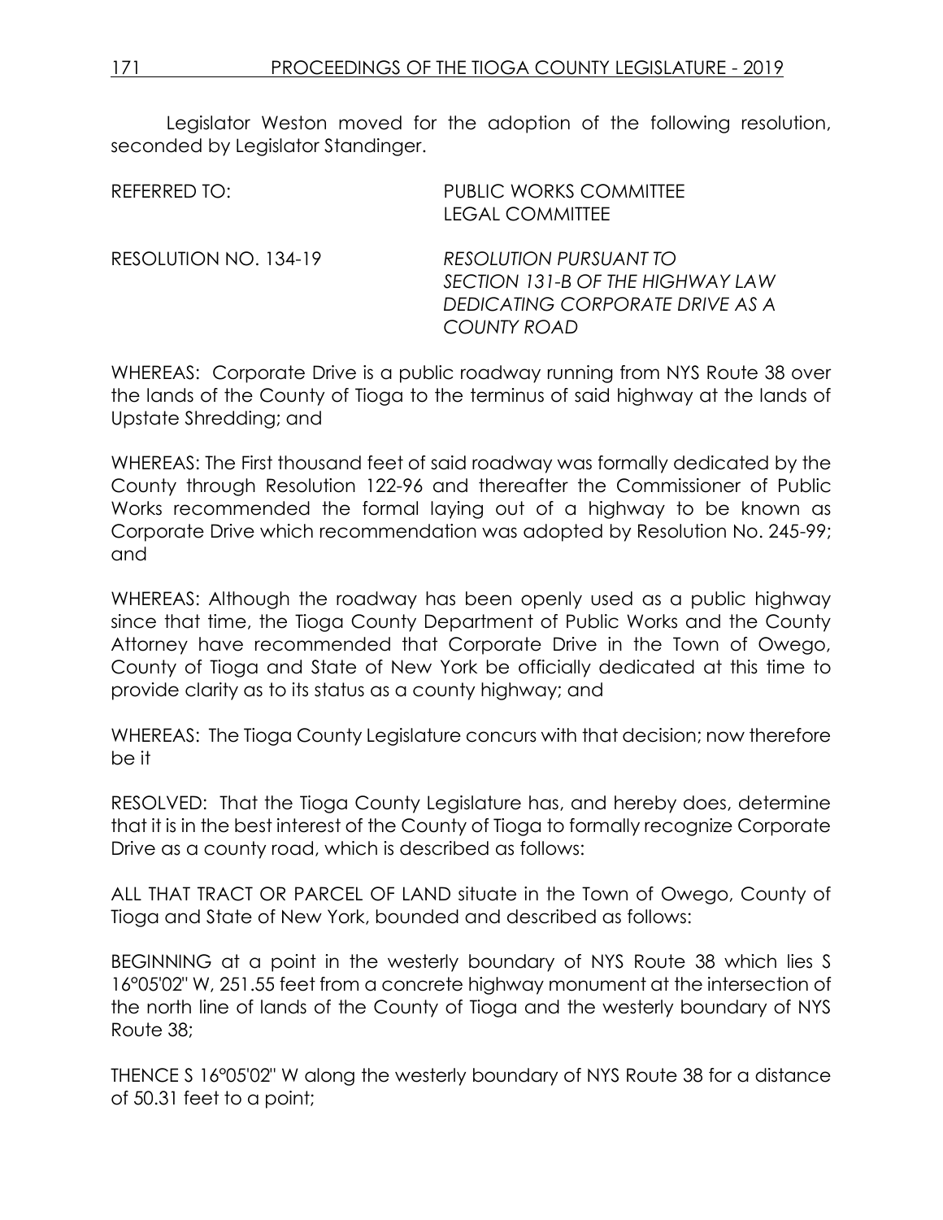Legislator Weston moved for the adoption of the following resolution, seconded by Legislator Standinger.

REFERRED TO: PUBLIC WORKS COMMITTEE
LEGAL COMMITTEE

RESOLUTION NO. 134-19 *RESOLUTION PURSUANT TO SECTION 131-B OF THE HIGHWAY LAW DEDICATING CORPORATE DRIVE AS A COUNTY ROAD*

WHEREAS: Corporate Drive is a public roadway running from NYS Route 38 over the lands of the County of Tioga to the terminus of said highway at the lands of Upstate Shredding; and

WHEREAS: The First thousand feet of said roadway was formally dedicated by the County through Resolution 122-96 and thereafter the Commissioner of Public Works recommended the formal laying out of a highway to be known as Corporate Drive which recommendation was adopted by Resolution No. 245-99; and

WHEREAS: Although the roadway has been openly used as a public highway since that time, the Tioga County Department of Public Works and the County Attorney have recommended that Corporate Drive in the Town of Owego, County of Tioga and State of New York be officially dedicated at this time to provide clarity as to its status as a county highway; and

WHEREAS: The Tioga County Legislature concurs with that decision; now therefore be it

RESOLVED: That the Tioga County Legislature has, and hereby does, determine that it is in the best interest of the County of Tioga to formally recognize Corporate Drive as a county road, which is described as follows:

ALL THAT TRACT OR PARCEL OF LAND situate in the Town of Owego, County of Tioga and State of New York, bounded and described as follows:

BEGINNING at a point in the westerly boundary of NYS Route 38 which lies S 16°05'02" W, 251.55 feet from a concrete highway monument at the intersection of the north line of lands of the County of Tioga and the westerly boundary of NYS Route 38;

THENCE S 16°05'02" W along the westerly boundary of NYS Route 38 for a distance of 50.31 feet to a point;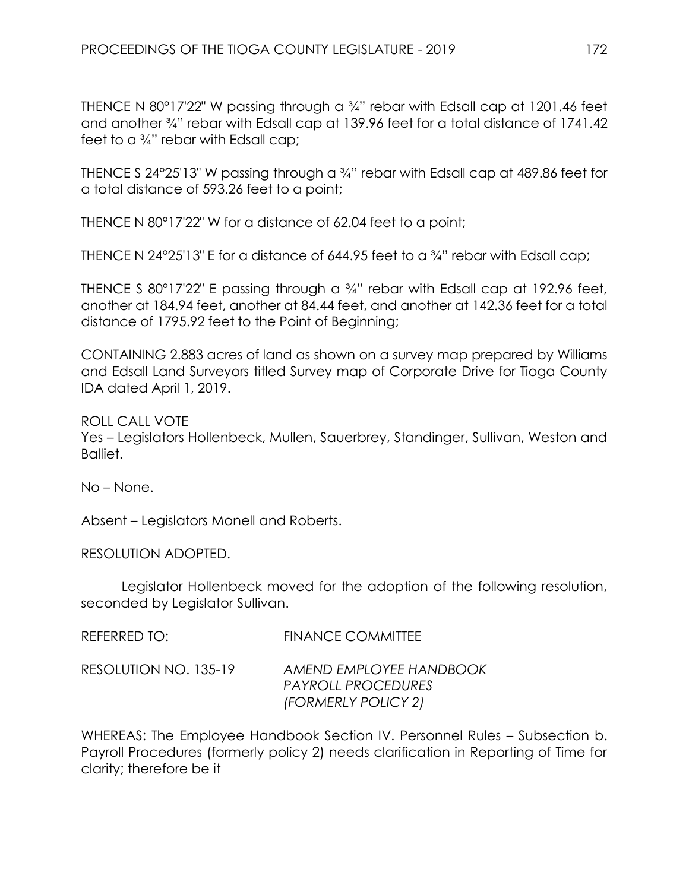THENCE N 80°17'22" W passing through a ¾" rebar with Edsall cap at 1201.46 feet and another ¾" rebar with Edsall cap at 139.96 feet for a total distance of 1741.42 feet to a ¾" rebar with Edsall cap;

THENCE S 24°25'13" W passing through a ¾" rebar with Edsall cap at 489.86 feet for a total distance of 593.26 feet to a point;

THENCE N 80°17'22" W for a distance of 62.04 feet to a point;

THENCE N 24°25'13" E for a distance of 644.95 feet to a ¾" rebar with Edsall cap;

THENCE S 80°17'22" E passing through a ¾" rebar with Edsall cap at 192.96 feet, another at 184.94 feet, another at 84.44 feet, and another at 142.36 feet for a total distance of 1795.92 feet to the Point of Beginning;

CONTAINING 2.883 acres of land as shown on a survey map prepared by Williams and Edsall Land Surveyors titled Survey map of Corporate Drive for Tioga County IDA dated April 1, 2019.

ROLL CALL VOTE
Yes – Legislators Hollenbeck, Mullen, Sauerbrey, Standinger, Sullivan, Weston and Balliet.

No – None.

Absent – Legislators Monell and Roberts.

RESOLUTION ADOPTED.

Legislator Hollenbeck moved for the adoption of the following resolution, seconded by Legislator Sullivan.

REFERRED TO: FINANCE COMMITTEE

RESOLUTION NO. 135-19 *AMEND EMPLOYEE HANDBOOK PAYROLL PROCEDURES (FORMERLY POLICY 2)*

WHEREAS: The Employee Handbook Section IV. Personnel Rules – Subsection b. Payroll Procedures (formerly policy 2) needs clarification in Reporting of Time for clarity; therefore be it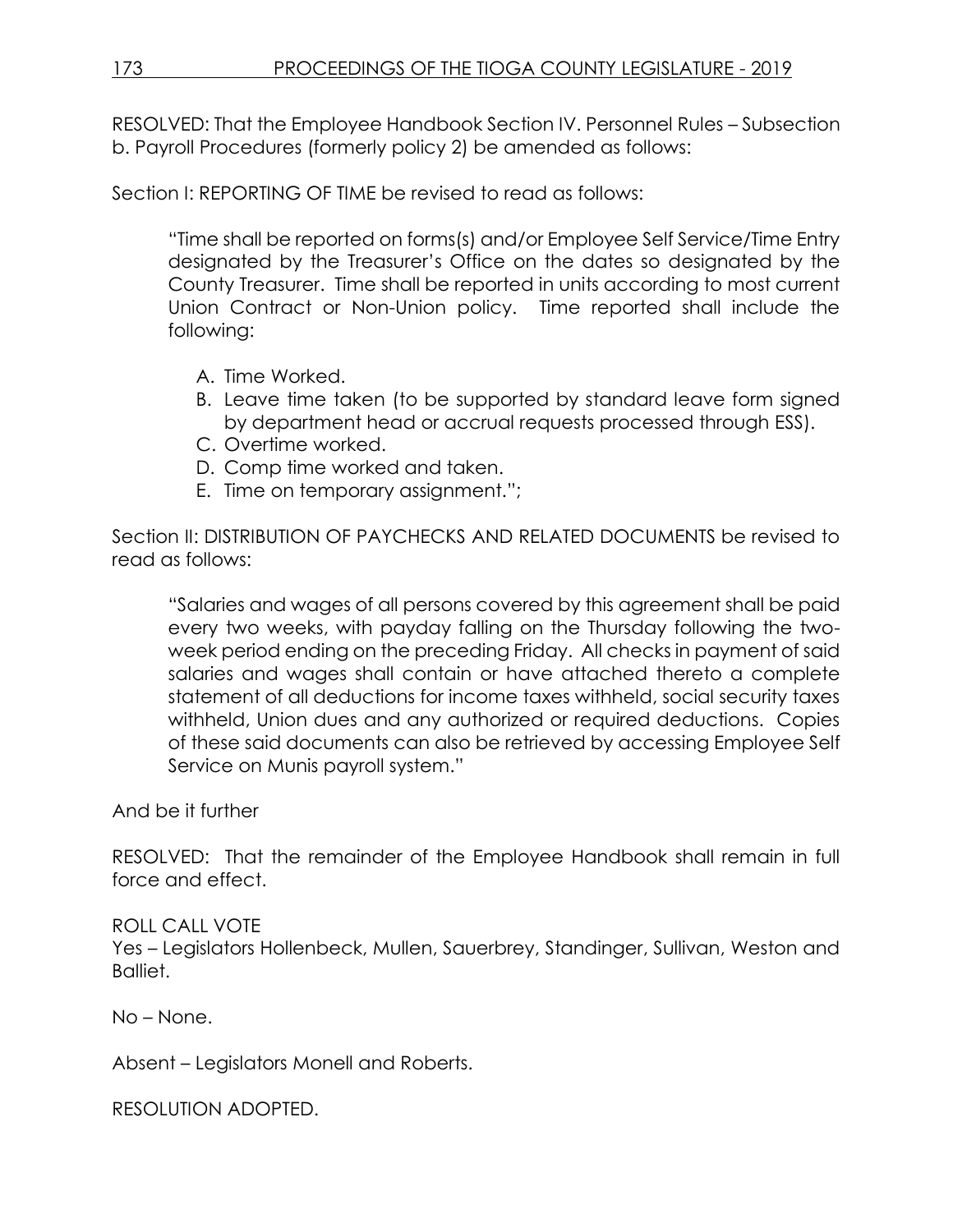RESOLVED: That the Employee Handbook Section IV. Personnel Rules – Subsection b. Payroll Procedures (formerly policy 2) be amended as follows:

Section I: REPORTING OF TIME be revised to read as follows:

> "Time shall be reported on forms(s) and/or Employee Self Service/Time Entry designated by the Treasurer's Office on the dates so designated by the County Treasurer. Time shall be reported in units according to most current Union Contract or Non-Union policy. Time reported shall include the following:
>
> A. Time Worked.
> B. Leave time taken (to be supported by standard leave form signed by department head or accrual requests processed through ESS).
> C. Overtime worked.
> D. Comp time worked and taken.
> E. Time on temporary assignment.";

Section II: DISTRIBUTION OF PAYCHECKS AND RELATED DOCUMENTS be revised to read as follows:

> "Salaries and wages of all persons covered by this agreement shall be paid every two weeks, with payday falling on the Thursday following the two-week period ending on the preceding Friday. All checks in payment of said salaries and wages shall contain or have attached thereto a complete statement of all deductions for income taxes withheld, social security taxes withheld, Union dues and any authorized or required deductions. Copies of these said documents can also be retrieved by accessing Employee Self Service on Munis payroll system."

And be it further

RESOLVED: That the remainder of the Employee Handbook shall remain in full force and effect.

ROLL CALL VOTE
Yes – Legislators Hollenbeck, Mullen, Sauerbrey, Standinger, Sullivan, Weston and Balliet.

No – None.

Absent – Legislators Monell and Roberts.

RESOLUTION ADOPTED.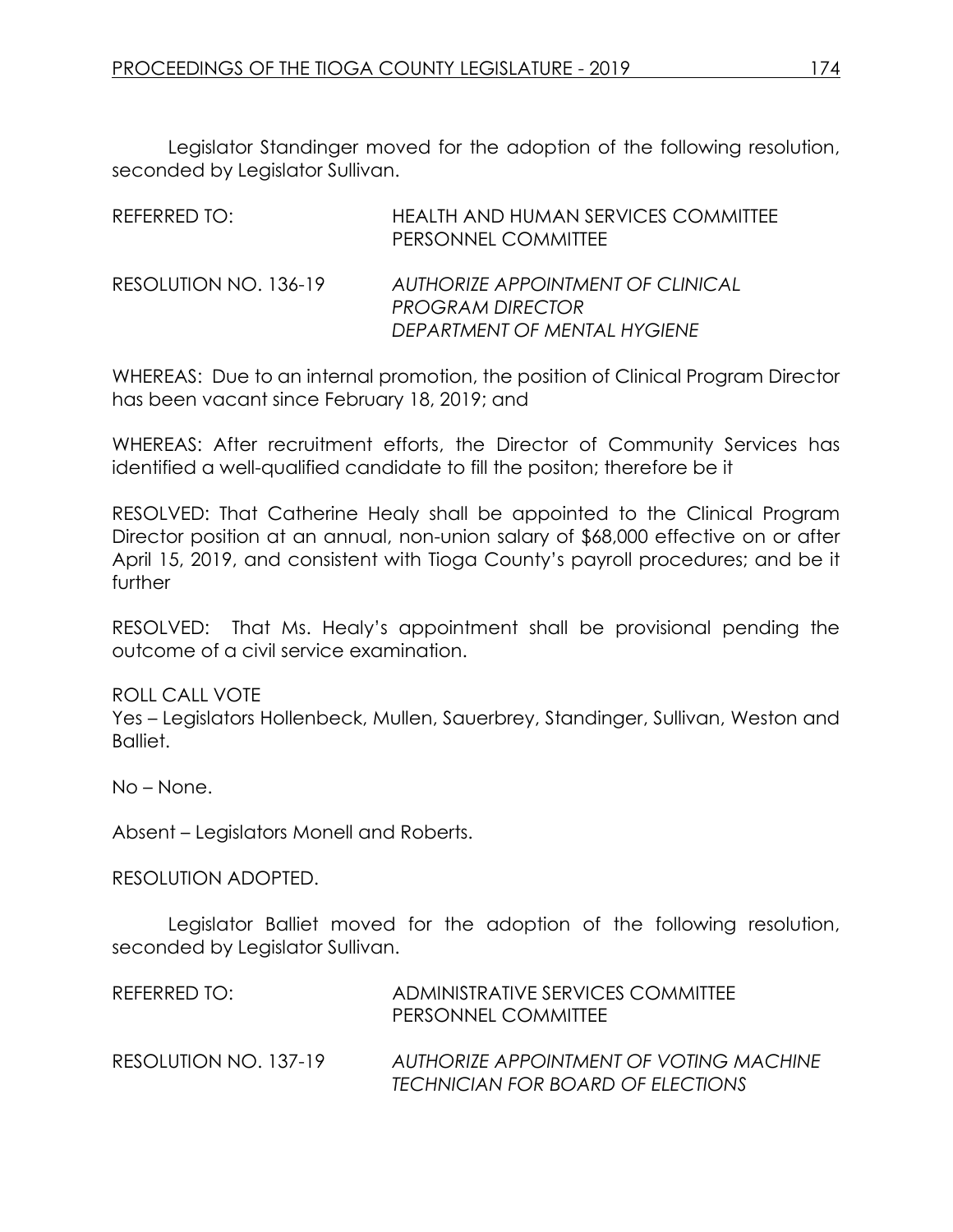Legislator Standinger moved for the adoption of the following resolution, seconded by Legislator Sullivan.

REFERRED TO: HEALTH AND HUMAN SERVICES COMMITTEE
PERSONNEL COMMITTEE

RESOLUTION NO. 136-19 *AUTHORIZE APPOINTMENT OF CLINICAL PROGRAM DIRECTOR DEPARTMENT OF MENTAL HYGIENE*

WHEREAS: Due to an internal promotion, the position of Clinical Program Director has been vacant since February 18, 2019; and

WHEREAS: After recruitment efforts, the Director of Community Services has identified a well-qualified candidate to fill the positon; therefore be it

RESOLVED: That Catherine Healy shall be appointed to the Clinical Program Director position at an annual, non-union salary of $68,000 effective on or after April 15, 2019, and consistent with Tioga County's payroll procedures; and be it further

RESOLVED: That Ms. Healy's appointment shall be provisional pending the outcome of a civil service examination.

ROLL CALL VOTE
Yes – Legislators Hollenbeck, Mullen, Sauerbrey, Standinger, Sullivan, Weston and Balliet.

No – None.

Absent – Legislators Monell and Roberts.

RESOLUTION ADOPTED.

Legislator Balliet moved for the adoption of the following resolution, seconded by Legislator Sullivan.

REFERRED TO: ADMINISTRATIVE SERVICES COMMITTEE
PERSONNEL COMMITTEE

RESOLUTION NO. 137-19 *AUTHORIZE APPOINTMENT OF VOTING MACHINE TECHNICIAN FOR BOARD OF ELECTIONS*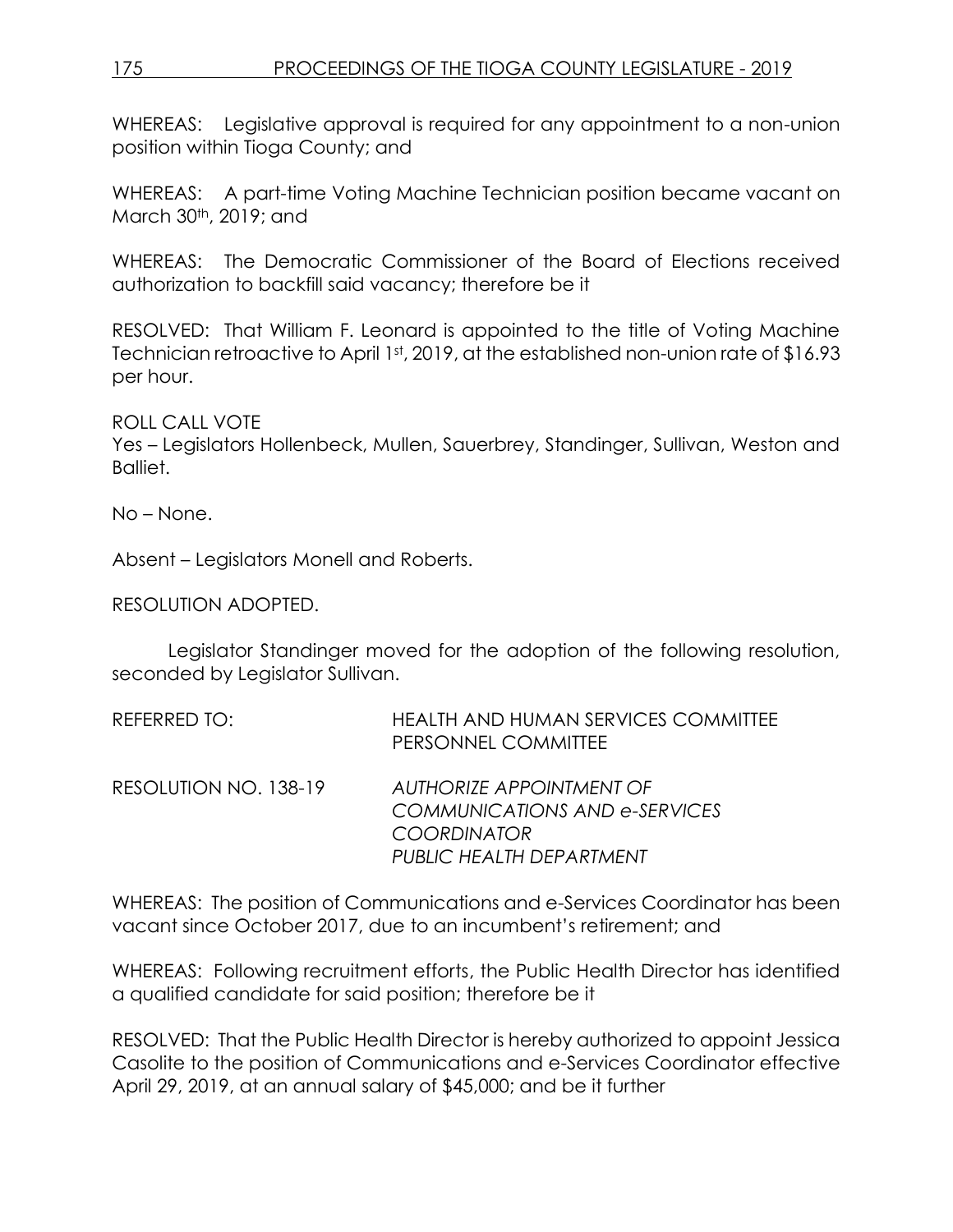WHEREAS: Legislative approval is required for any appointment to a non-union position within Tioga County; and

WHEREAS: A part-time Voting Machine Technician position became vacant on March 30th, 2019; and

WHEREAS: The Democratic Commissioner of the Board of Elections received authorization to backfill said vacancy; therefore be it

RESOLVED: That William F. Leonard is appointed to the title of Voting Machine Technician retroactive to April 1st, 2019, at the established non-union rate of $16.93 per hour.

ROLL CALL VOTE
Yes – Legislators Hollenbeck, Mullen, Sauerbrey, Standinger, Sullivan, Weston and Balliet.

No – None.

Absent – Legislators Monell and Roberts.

RESOLUTION ADOPTED.

Legislator Standinger moved for the adoption of the following resolution, seconded by Legislator Sullivan.

REFERRED TO: HEALTH AND HUMAN SERVICES COMMITTEE
PERSONNEL COMMITTEE

RESOLUTION NO. 138-19 *AUTHORIZE APPOINTMENT OF COMMUNICATIONS AND e-SERVICES COORDINATOR PUBLIC HEALTH DEPARTMENT*

WHEREAS: The position of Communications and e-Services Coordinator has been vacant since October 2017, due to an incumbent's retirement; and

WHEREAS: Following recruitment efforts, the Public Health Director has identified a qualified candidate for said position; therefore be it

RESOLVED: That the Public Health Director is hereby authorized to appoint Jessica Casolite to the position of Communications and e-Services Coordinator effective April 29, 2019, at an annual salary of $45,000; and be it further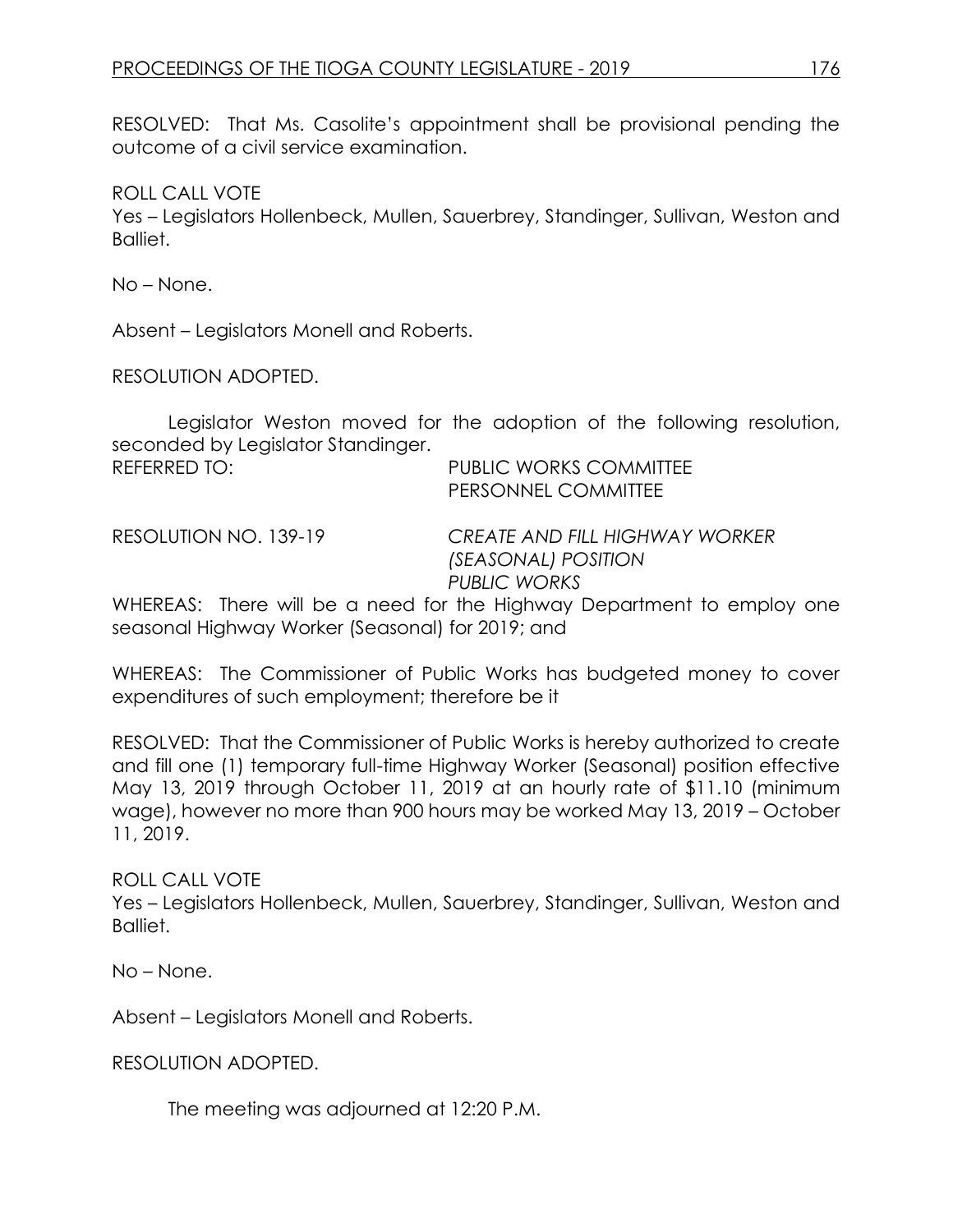RESOLVED: That Ms. Casolite's appointment shall be provisional pending the outcome of a civil service examination.

ROLL CALL VOTE
Yes – Legislators Hollenbeck, Mullen, Sauerbrey, Standinger, Sullivan, Weston and Balliet.

No – None.

Absent – Legislators Monell and Roberts.

RESOLUTION ADOPTED.

Legislator Weston moved for the adoption of the following resolution, seconded by Legislator Standinger.

REFERRED TO: PUBLIC WORKS COMMITTEE
PERSONNEL COMMITTEE

RESOLUTION NO. 139-19 *CREATE AND FILL HIGHWAY WORKER (SEASONAL) POSITION PUBLIC WORKS*

WHEREAS: There will be a need for the Highway Department to employ one seasonal Highway Worker (Seasonal) for 2019; and

WHEREAS: The Commissioner of Public Works has budgeted money to cover expenditures of such employment; therefore be it

RESOLVED: That the Commissioner of Public Works is hereby authorized to create and fill one (1) temporary full-time Highway Worker (Seasonal) position effective May 13, 2019 through October 11, 2019 at an hourly rate of $11.10 (minimum wage), however no more than 900 hours may be worked May 13, 2019 – October 11, 2019.

ROLL CALL VOTE
Yes – Legislators Hollenbeck, Mullen, Sauerbrey, Standinger, Sullivan, Weston and Balliet.

No – None.

Absent – Legislators Monell and Roberts.

RESOLUTION ADOPTED.

The meeting was adjourned at 12:20 P.M.